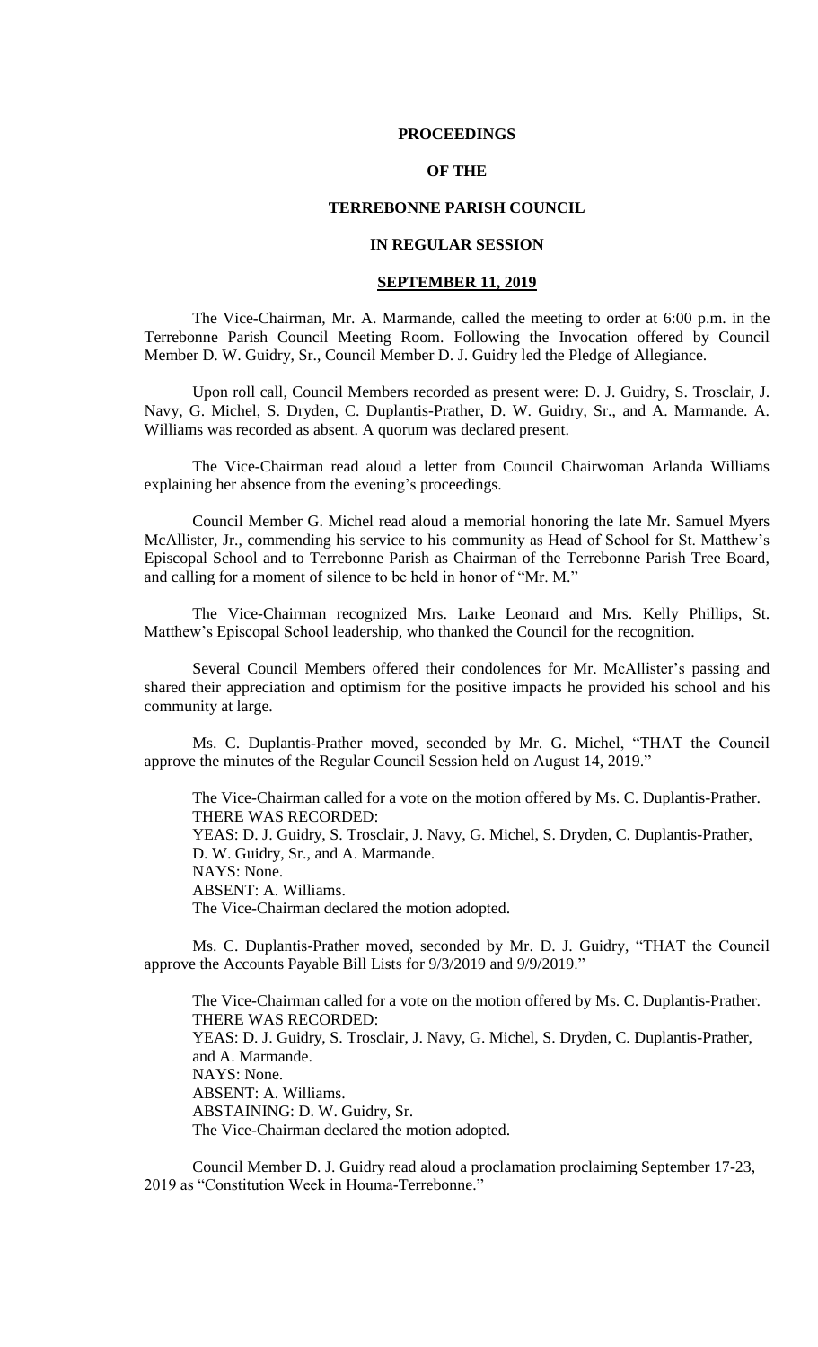# PROCEEDINGS

# OF THE

# TERREBONNE PARISH COUNCIL

# IN REGULAR SESSION

## SEPTEMBER 11, 2019

The Vice-Chairman, Mr. A. Marmande, called the meeting to order at 6:00 p.m. in the Terrebonne Parish Council Meeting Room. Following the Invocation offered by Council Member D. W. Guidry, Sr., Council Member D. J. Guidry led the Pledge of Allegiance.

Upon roll call, Council Members recorded as present were: D. J. Guidry, S. Trosclair, J. Navy, G. Michel, S. Dryden, C. Duplantis-Prather, D. W. Guidry, Sr., and A. Marmande. A. Williams was recorded as absent. A quorum was declared present.

The Vice-Chairman read aloud a letter from Council Chairwoman Arlanda Williams explaining her absence from the evening's proceedings.

Council Member G. Michel read aloud a memorial honoring the late Mr. Samuel Myers McAllister, Jr., commending his service to his community as Head of School for St. Matthew's Episcopal School and to Terrebonne Parish as Chairman of the Terrebonne Parish Tree Board, and calling for a moment of silence to be held in honor of "Mr. M."

The Vice-Chairman recognized Mrs. Larke Leonard and Mrs. Kelly Phillips, St. Matthew's Episcopal School leadership, who thanked the Council for the recognition.

Several Council Members offered their condolences for Mr. McAllister's passing and shared their appreciation and optimism for the positive impacts he provided his school and his community at large.

Ms. C. Duplantis-Prather moved, seconded by Mr. G. Michel, "THAT the Council approve the minutes of the Regular Council Session held on August 14, 2019."

The Vice-Chairman called for a vote on the motion offered by Ms. C. Duplantis-Prather.
THERE WAS RECORDED:
YEAS: D. J. Guidry, S. Trosclair, J. Navy, G. Michel, S. Dryden, C. Duplantis-Prather, D. W. Guidry, Sr., and A. Marmande.
NAYS: None.
ABSENT: A. Williams.
The Vice-Chairman declared the motion adopted.

Ms. C. Duplantis-Prather moved, seconded by Mr. D. J. Guidry, "THAT the Council approve the Accounts Payable Bill Lists for 9/3/2019 and 9/9/2019."

The Vice-Chairman called for a vote on the motion offered by Ms. C. Duplantis-Prather.
THERE WAS RECORDED:
YEAS: D. J. Guidry, S. Trosclair, J. Navy, G. Michel, S. Dryden, C. Duplantis-Prather, and A. Marmande.
NAYS: None.
ABSENT: A. Williams.
ABSTAINING: D. W. Guidry, Sr.
The Vice-Chairman declared the motion adopted.

Council Member D. J. Guidry read aloud a proclamation proclaiming September 17-23, 2019 as "Constitution Week in Houma-Terrebonne."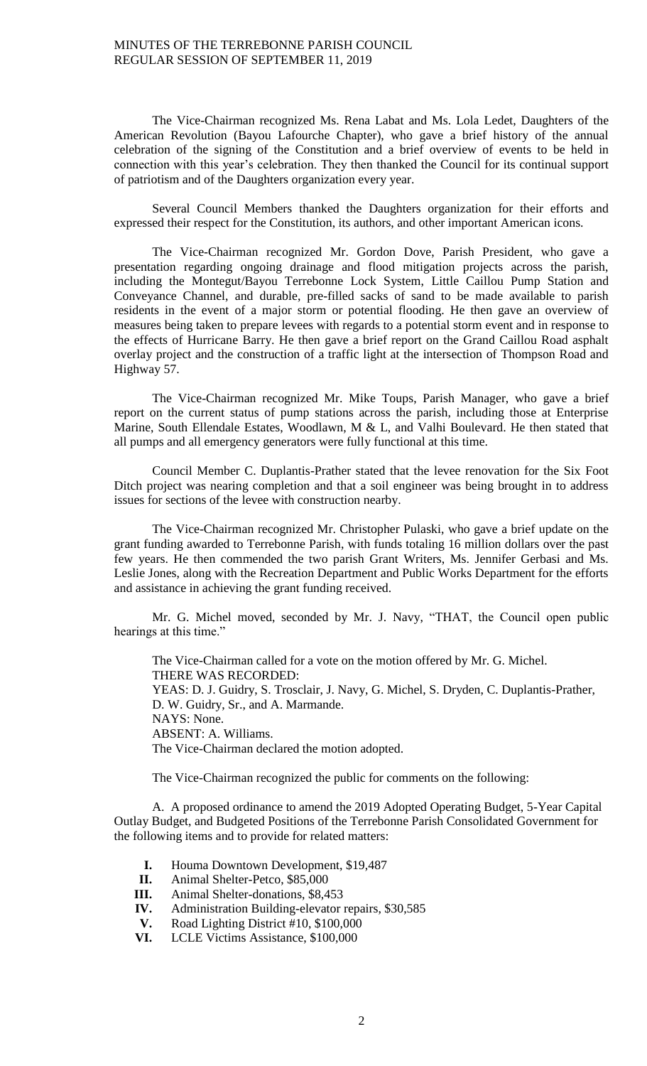The Vice-Chairman recognized Ms. Rena Labat and Ms. Lola Ledet, Daughters of the American Revolution (Bayou Lafourche Chapter), who gave a brief history of the annual celebration of the signing of the Constitution and a brief overview of events to be held in connection with this year's celebration. They then thanked the Council for its continual support of patriotism and of the Daughters organization every year.

Several Council Members thanked the Daughters organization for their efforts and expressed their respect for the Constitution, its authors, and other important American icons.

The Vice-Chairman recognized Mr. Gordon Dove, Parish President, who gave a presentation regarding ongoing drainage and flood mitigation projects across the parish, including the Montegut/Bayou Terrebonne Lock System, Little Caillou Pump Station and Conveyance Channel, and durable, pre-filled sacks of sand to be made available to parish residents in the event of a major storm or potential flooding. He then gave an overview of measures being taken to prepare levees with regards to a potential storm event and in response to the effects of Hurricane Barry. He then gave a brief report on the Grand Caillou Road asphalt overlay project and the construction of a traffic light at the intersection of Thompson Road and Highway 57.

The Vice-Chairman recognized Mr. Mike Toups, Parish Manager, who gave a brief report on the current status of pump stations across the parish, including those at Enterprise Marine, South Ellendale Estates, Woodlawn, M & L, and Valhi Boulevard. He then stated that all pumps and all emergency generators were fully functional at this time.

Council Member C. Duplantis-Prather stated that the levee renovation for the Six Foot Ditch project was nearing completion and that a soil engineer was being brought in to address issues for sections of the levee with construction nearby.

The Vice-Chairman recognized Mr. Christopher Pulaski, who gave a brief update on the grant funding awarded to Terrebonne Parish, with funds totaling 16 million dollars over the past few years. He then commended the two parish Grant Writers, Ms. Jennifer Gerbasi and Ms. Leslie Jones, along with the Recreation Department and Public Works Department for the efforts and assistance in achieving the grant funding received.

Mr. G. Michel moved, seconded by Mr. J. Navy, "THAT, the Council open public hearings at this time."

The Vice-Chairman called for a vote on the motion offered by Mr. G. Michel.
THERE WAS RECORDED:
YEAS: D. J. Guidry, S. Trosclair, J. Navy, G. Michel, S. Dryden, C. Duplantis-Prather, D. W. Guidry, Sr., and A. Marmande.
NAYS: None.
ABSENT: A. Williams.
The Vice-Chairman declared the motion adopted.

The Vice-Chairman recognized the public for comments on the following:

A. A proposed ordinance to amend the 2019 Adopted Operating Budget, 5-Year Capital Outlay Budget, and Budgeted Positions of the Terrebonne Parish Consolidated Government for the following items and to provide for related matters:

- **I.** Houma Downtown Development, $19,487
- **II.** Animal Shelter-Petco, $85,000
- **III.** Animal Shelter-donations, $8,453
- **IV.** Administration Building-elevator repairs, $30,585
- **V.** Road Lighting District #10, $100,000
- **VI.** LCLE Victims Assistance, $100,000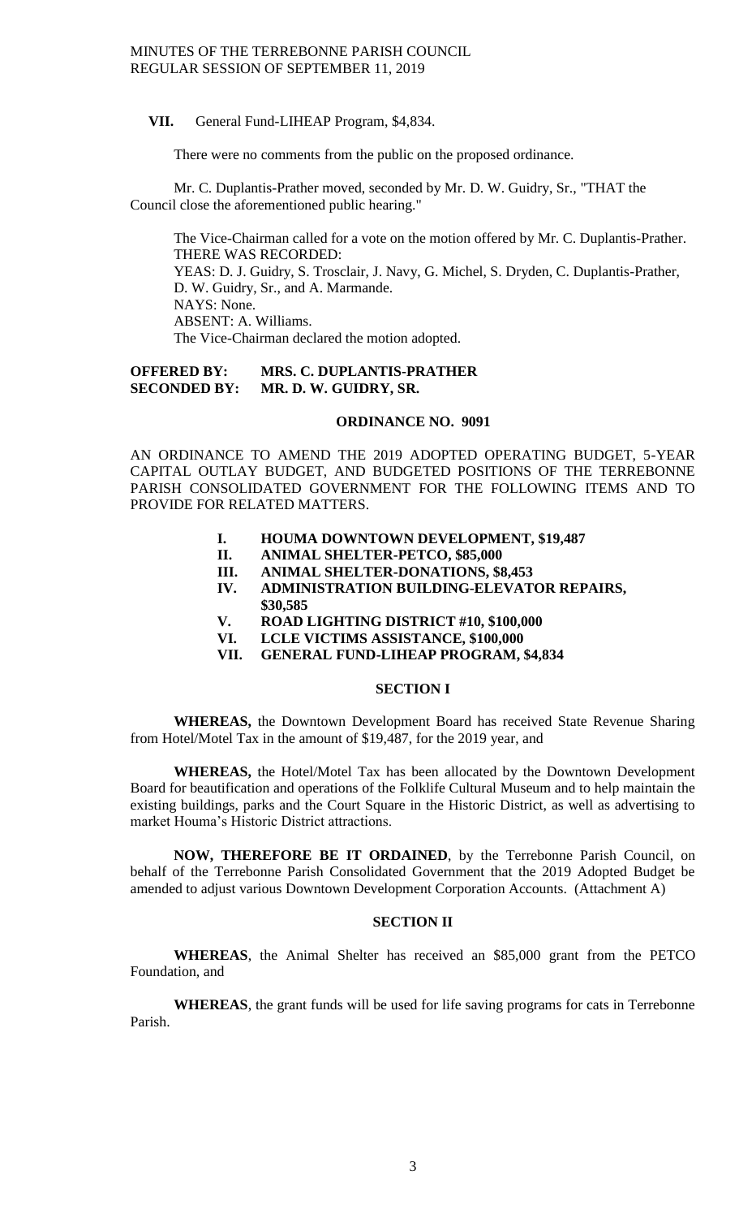**VII.** General Fund-LIHEAP Program, $4,834.

There were no comments from the public on the proposed ordinance.

Mr. C. Duplantis-Prather moved, seconded by Mr. D. W. Guidry, Sr., "THAT the Council close the aforementioned public hearing."

The Vice-Chairman called for a vote on the motion offered by Mr. C. Duplantis-Prather.
THERE WAS RECORDED:
YEAS: D. J. Guidry, S. Trosclair, J. Navy, G. Michel, S. Dryden, C. Duplantis-Prather, D. W. Guidry, Sr., and A. Marmande.
NAYS: None.
ABSENT: A. Williams.
The Vice-Chairman declared the motion adopted.

**OFFERED BY: MRS. C. DUPLANTIS-PRATHER**
**SECONDED BY: MR. D. W. GUIDRY, SR.**

**ORDINANCE NO. 9091**

AN ORDINANCE TO AMEND THE 2019 ADOPTED OPERATING BUDGET, 5-YEAR CAPITAL OUTLAY BUDGET, AND BUDGETED POSITIONS OF THE TERREBONNE PARISH CONSOLIDATED GOVERNMENT FOR THE FOLLOWING ITEMS AND TO PROVIDE FOR RELATED MATTERS.

- **I. HOUMA DOWNTOWN DEVELOPMENT, $19,487**
- **II. ANIMAL SHELTER-PETCO, $85,000**
- **III. ANIMAL SHELTER-DONATIONS, $8,453**
- **IV. ADMINISTRATION BUILDING-ELEVATOR REPAIRS, $30,585**
- **V. ROAD LIGHTING DISTRICT #10, $100,000**
- **VI. LCLE VICTIMS ASSISTANCE, $100,000**
- **VII. GENERAL FUND-LIHEAP PROGRAM, $4,834**

**SECTION I**

**WHEREAS,** the Downtown Development Board has received State Revenue Sharing from Hotel/Motel Tax in the amount of $19,487, for the 2019 year, and

**WHEREAS,** the Hotel/Motel Tax has been allocated by the Downtown Development Board for beautification and operations of the Folklife Cultural Museum and to help maintain the existing buildings, parks and the Court Square in the Historic District, as well as advertising to market Houma's Historic District attractions.

**NOW, THEREFORE BE IT ORDAINED**, by the Terrebonne Parish Council, on behalf of the Terrebonne Parish Consolidated Government that the 2019 Adopted Budget be amended to adjust various Downtown Development Corporation Accounts. (Attachment A)

**SECTION II**

**WHEREAS**, the Animal Shelter has received an $85,000 grant from the PETCO Foundation, and

**WHEREAS**, the grant funds will be used for life saving programs for cats in Terrebonne Parish.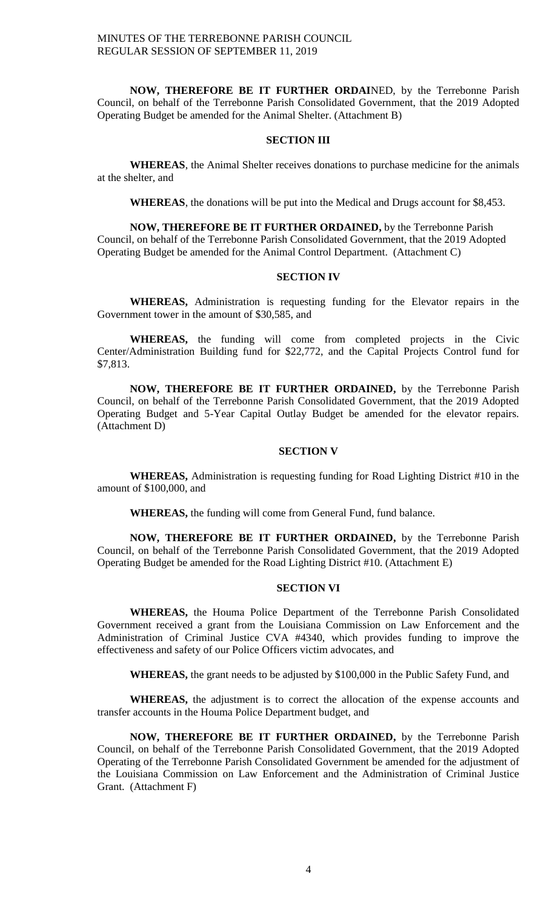**NOW, THEREFORE BE IT FURTHER ORDAI**NED, by the Terrebonne Parish Council, on behalf of the Terrebonne Parish Consolidated Government, that the 2019 Adopted Operating Budget be amended for the Animal Shelter. (Attachment B)

**SECTION III**

**WHEREAS**, the Animal Shelter receives donations to purchase medicine for the animals at the shelter, and

**WHEREAS**, the donations will be put into the Medical and Drugs account for $8,453.

**NOW, THEREFORE BE IT FURTHER ORDAINED,** by the Terrebonne Parish Council, on behalf of the Terrebonne Parish Consolidated Government, that the 2019 Adopted Operating Budget be amended for the Animal Control Department. (Attachment C)

**SECTION IV**

**WHEREAS,** Administration is requesting funding for the Elevator repairs in the Government tower in the amount of $30,585, and

**WHEREAS,** the funding will come from completed projects in the Civic Center/Administration Building fund for $22,772, and the Capital Projects Control fund for $7,813.

**NOW, THEREFORE BE IT FURTHER ORDAINED,** by the Terrebonne Parish Council, on behalf of the Terrebonne Parish Consolidated Government, that the 2019 Adopted Operating Budget and 5-Year Capital Outlay Budget be amended for the elevator repairs. (Attachment D)

**SECTION V**

**WHEREAS,** Administration is requesting funding for Road Lighting District #10 in the amount of $100,000, and

**WHEREAS,** the funding will come from General Fund, fund balance.

**NOW, THEREFORE BE IT FURTHER ORDAINED,** by the Terrebonne Parish Council, on behalf of the Terrebonne Parish Consolidated Government, that the 2019 Adopted Operating Budget be amended for the Road Lighting District #10. (Attachment E)

**SECTION VI**

**WHEREAS,** the Houma Police Department of the Terrebonne Parish Consolidated Government received a grant from the Louisiana Commission on Law Enforcement and the Administration of Criminal Justice CVA #4340, which provides funding to improve the effectiveness and safety of our Police Officers victim advocates, and

**WHEREAS,** the grant needs to be adjusted by $100,000 in the Public Safety Fund, and

**WHEREAS,** the adjustment is to correct the allocation of the expense accounts and transfer accounts in the Houma Police Department budget, and

**NOW, THEREFORE BE IT FURTHER ORDAINED,** by the Terrebonne Parish Council, on behalf of the Terrebonne Parish Consolidated Government, that the 2019 Adopted Operating of the Terrebonne Parish Consolidated Government be amended for the adjustment of the Louisiana Commission on Law Enforcement and the Administration of Criminal Justice Grant. (Attachment F)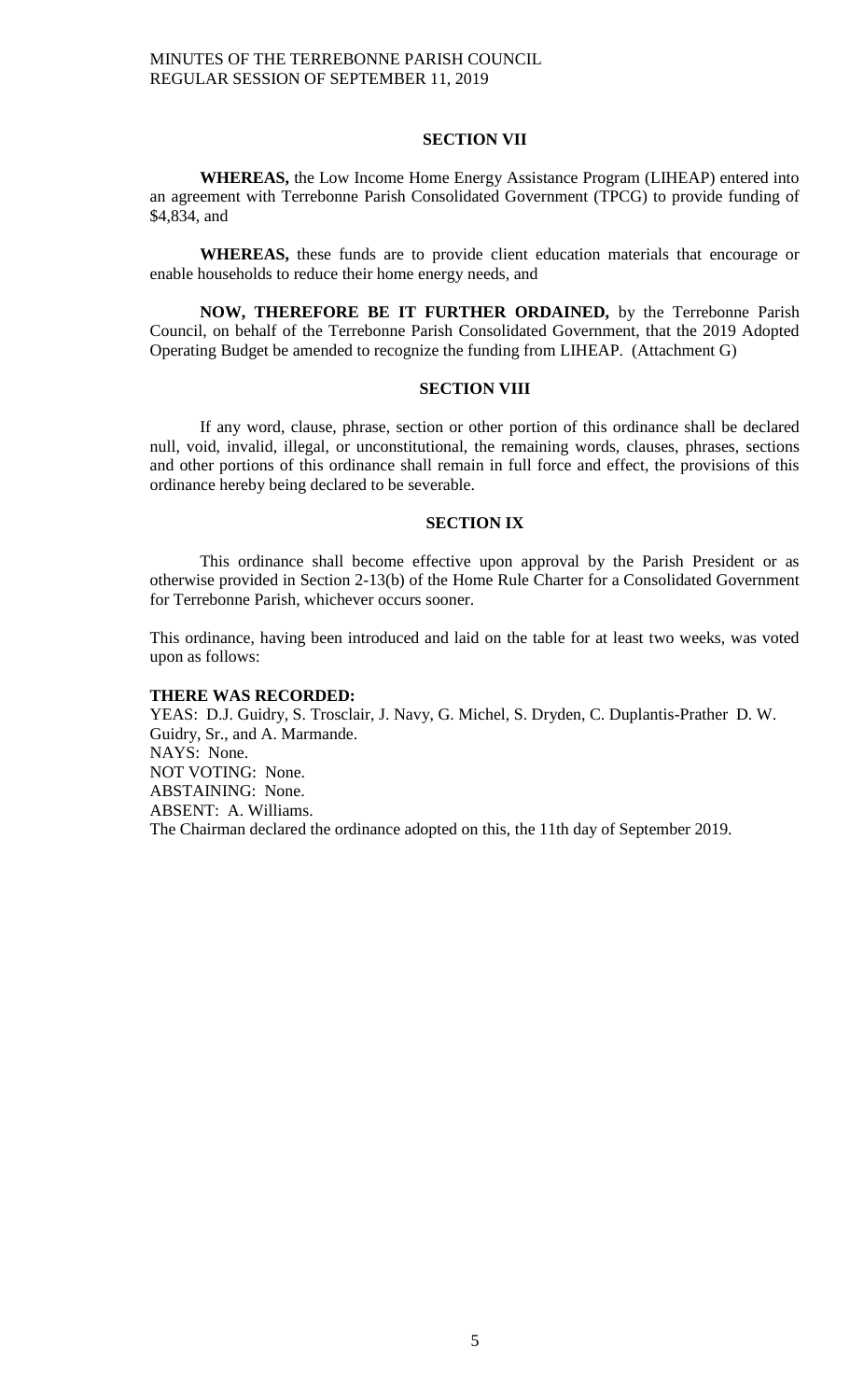## SECTION VII

**WHEREAS,** the Low Income Home Energy Assistance Program (LIHEAP) entered into an agreement with Terrebonne Parish Consolidated Government (TPCG) to provide funding of $4,834, and

**WHEREAS,** these funds are to provide client education materials that encourage or enable households to reduce their home energy needs, and

**NOW, THEREFORE BE IT FURTHER ORDAINED,** by the Terrebonne Parish Council, on behalf of the Terrebonne Parish Consolidated Government, that the 2019 Adopted Operating Budget be amended to recognize the funding from LIHEAP. (Attachment G)

## SECTION VIII

If any word, clause, phrase, section or other portion of this ordinance shall be declared null, void, invalid, illegal, or unconstitutional, the remaining words, clauses, phrases, sections and other portions of this ordinance shall remain in full force and effect, the provisions of this ordinance hereby being declared to be severable.

## SECTION IX

This ordinance shall become effective upon approval by the Parish President or as otherwise provided in Section 2-13(b) of the Home Rule Charter for a Consolidated Government for Terrebonne Parish, whichever occurs sooner.

This ordinance, having been introduced and laid on the table for at least two weeks, was voted upon as follows:

**THERE WAS RECORDED:**
YEAS: D.J. Guidry, S. Trosclair, J. Navy, G. Michel, S. Dryden, C. Duplantis-Prather D. W. Guidry, Sr., and A. Marmande.
NAYS: None.
NOT VOTING: None.
ABSTAINING: None.
ABSENT: A. Williams.
The Chairman declared the ordinance adopted on this, the 11th day of September 2019.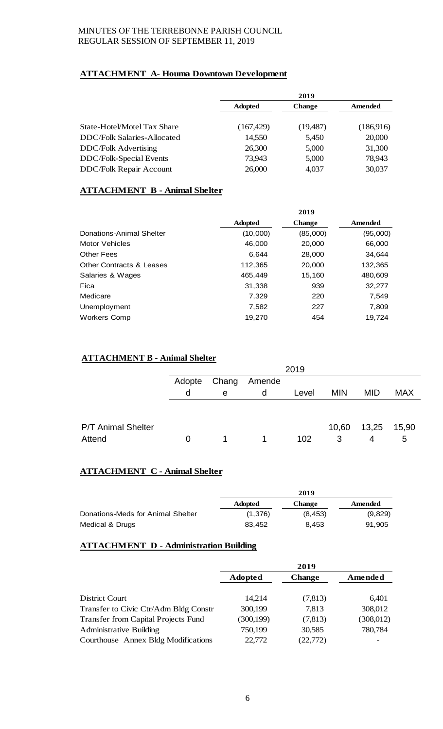## ATTACHMENT A- Houma Downtown Development

| | 2019 | | |
|---|---|---|---|
| | Adopted | Change | Amended |
| State-Hotel/Motel Tax Share | (167,429) | (19,487) | (186,916) |
| DDC/Folk Salaries-Allocated | 14,550 | 5,450 | 20,000 |
| DDC/Folk Advertising | 26,300 | 5,000 | 31,300 |
| DDC/Folk-Special Events | 73,943 | 5,000 | 78,943 |
| DDC/Folk Repair Account | 26,000 | 4,037 | 30,037 |

## ATTACHMENT B - Animal Shelter

| | 2019 | | |
|---|---|---|---|
| | Adopted | Change | Amended |
| Donations-Animal Shelter | (10,000) | (85,000) | (95,000) |
| Motor Vehicles | 46,000 | 20,000 | 66,000 |
| Other Fees | 6,644 | 28,000 | 34,644 |
| Other Contracts & Leases | 112,365 | 20,000 | 132,365 |
| Salaries & Wages | 465,449 | 15,160 | 480,609 |
| Fica | 31,338 | 939 | 32,277 |
| Medicare | 7,329 | 220 | 7,549 |
| Unemployment | 7,582 | 227 | 7,809 |
| Workers Comp | 19,270 | 454 | 19,724 |

## ATTACHMENT B - Animal Shelter

| | 2019 | | | | | | |
|---|---|---|---|---|---|---|---|
| | Adopted | Change | Amended | Level | MIN | MID | MAX |
| P/T Animal Shelter Attend | 0 | 1 | 1 | 102 | 10,603 | 13,254 | 15,905 |

## ATTACHMENT C - Animal Shelter

| | 2019 | | |
|---|---|---|---|
| | Adopted | Change | Amended |
| Donations-Meds for Animal Shelter | (1,376) | (8,453) | (9,829) |
| Medical & Drugs | 83,452 | 8,453 | 91,905 |

## ATTACHMENT D - Administration Building

| | 2019 | | |
|---|---|---|---|
| | Adopted | Change | Amended |
| District Court | 14,214 | (7,813) | 6,401 |
| Transfer to Civic Ctr/Adm Bldg Constr | 300,199 | 7,813 | 308,012 |
| Transfer from Capital Projects Fund | (300,199) | (7,813) | (308,012) |
| Administrative Building | 750,199 | 30,585 | 780,784 |
| Courthouse Annex Bldg Modifications | 22,772 | (22,772) | - |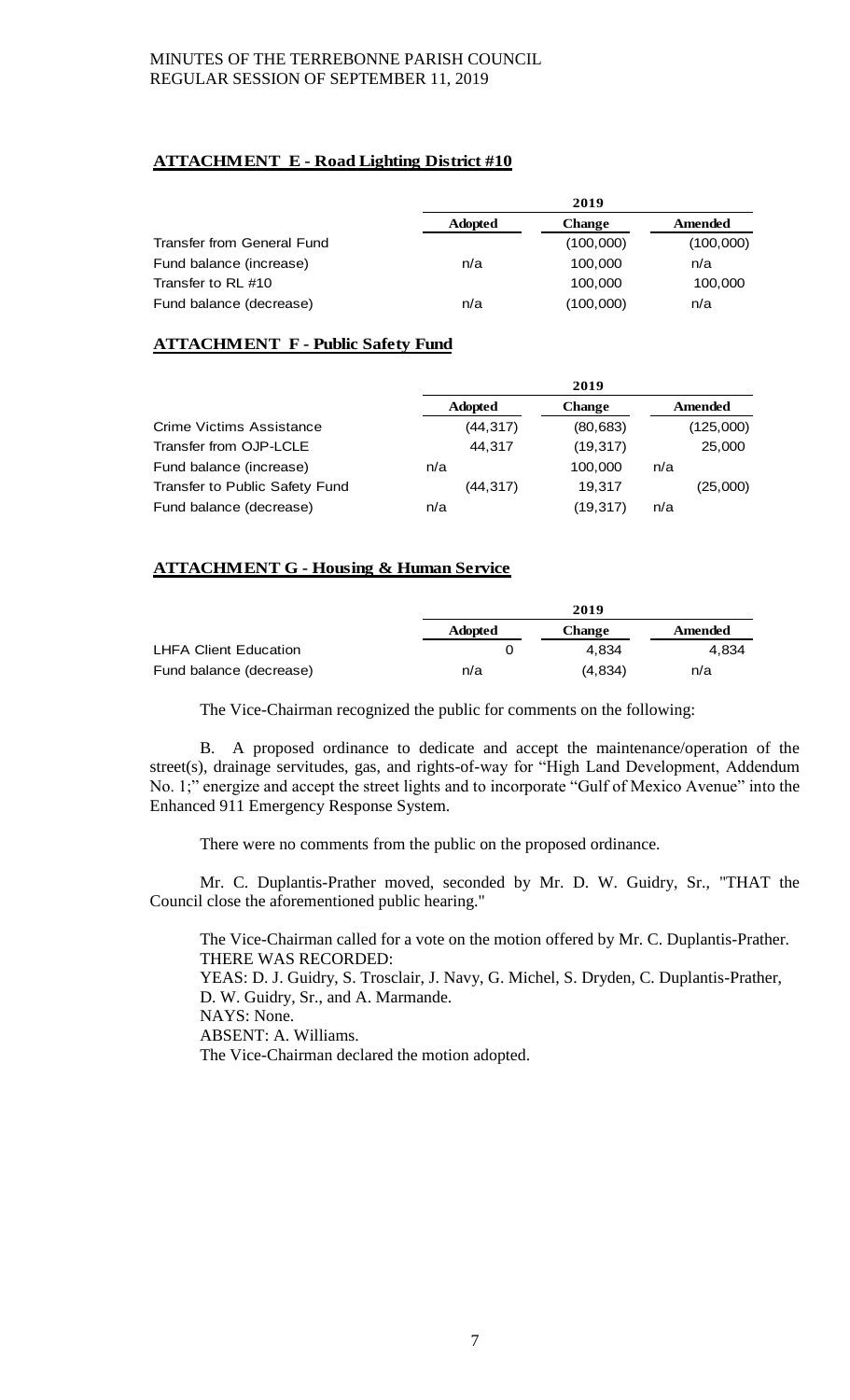### ATTACHMENT E - Road Lighting District #10

| | 2019 | | |
|---|---|---|---|
| | **Adopted** | **Change** | **Amended** |
| Transfer from General Fund | | (100,000) | (100,000) |
| Fund balance (increase) | n/a | 100,000 | n/a |
| Transfer to RL #10 | | 100,000 | 100,000 |
| Fund balance (decrease) | n/a | (100,000) | n/a |

### ATTACHMENT F - Public Safety Fund

| | 2019 | | |
|---|---|---|---|
| | **Adopted** | **Change** | **Amended** |
| Crime Victims Assistance | (44,317) | (80,683) | (125,000) |
| Transfer from OJP-LCLE | 44,317 | (19,317) | 25,000 |
| Fund balance (increase) | n/a | 100,000 | n/a |
| Transfer to Public Safety Fund | (44,317) | 19,317 | (25,000) |
| Fund balance (decrease) | n/a | (19,317) | n/a |

### ATTACHMENT G - Housing & Human Service

| | 2019 | | |
|---|---|---|---|
| | **Adopted** | **Change** | **Amended** |
| LHFA Client Education | 0 | 4,834 | 4,834 |
| Fund balance (decrease) | n/a | (4,834) | n/a |

The Vice-Chairman recognized the public for comments on the following:

B. A proposed ordinance to dedicate and accept the maintenance/operation of the street(s), drainage servitudes, gas, and rights-of-way for "High Land Development, Addendum No. 1;" energize and accept the street lights and to incorporate "Gulf of Mexico Avenue" into the Enhanced 911 Emergency Response System.

There were no comments from the public on the proposed ordinance.

Mr. C. Duplantis-Prather moved, seconded by Mr. D. W. Guidry, Sr., "THAT the Council close the aforementioned public hearing."

The Vice-Chairman called for a vote on the motion offered by Mr. C. Duplantis-Prather.
THERE WAS RECORDED:
YEAS: D. J. Guidry, S. Trosclair, J. Navy, G. Michel, S. Dryden, C. Duplantis-Prather, D. W. Guidry, Sr., and A. Marmande.
NAYS: None.
ABSENT: A. Williams.
The Vice-Chairman declared the motion adopted.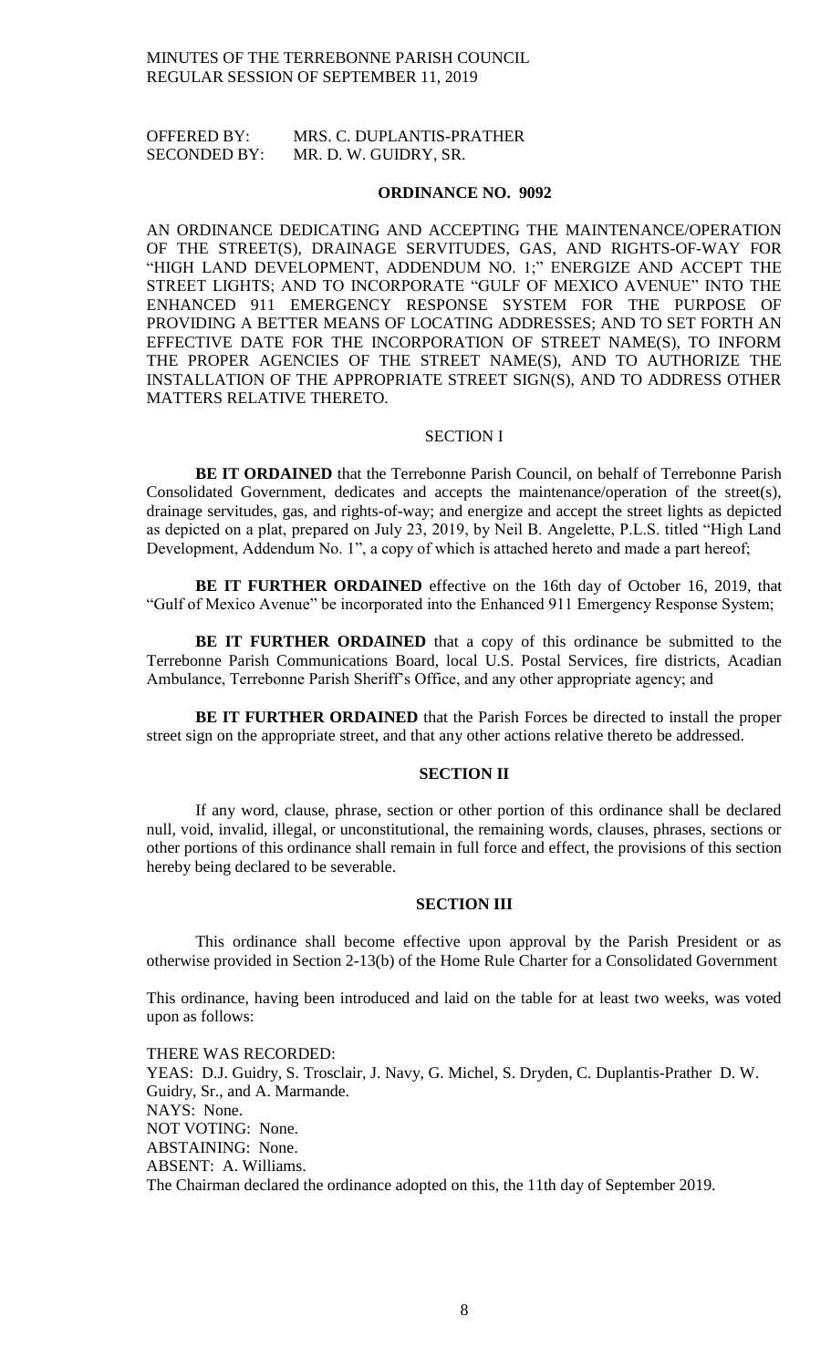OFFERED BY: MRS. C. DUPLANTIS-PRATHER
SECONDED BY: MR. D. W. GUIDRY, SR.

**ORDINANCE NO. 9092**

AN ORDINANCE DEDICATING AND ACCEPTING THE MAINTENANCE/OPERATION OF THE STREET(S), DRAINAGE SERVITUDES, GAS, AND RIGHTS-OF-WAY FOR "HIGH LAND DEVELOPMENT, ADDENDUM NO. 1;" ENERGIZE AND ACCEPT THE STREET LIGHTS; AND TO INCORPORATE "GULF OF MEXICO AVENUE" INTO THE ENHANCED 911 EMERGENCY RESPONSE SYSTEM FOR THE PURPOSE OF PROVIDING A BETTER MEANS OF LOCATING ADDRESSES; AND TO SET FORTH AN EFFECTIVE DATE FOR THE INCORPORATION OF STREET NAME(S), TO INFORM THE PROPER AGENCIES OF THE STREET NAME(S), AND TO AUTHORIZE THE INSTALLATION OF THE APPROPRIATE STREET SIGN(S), AND TO ADDRESS OTHER MATTERS RELATIVE THERETO.

SECTION I

**BE IT ORDAINED** that the Terrebonne Parish Council, on behalf of Terrebonne Parish Consolidated Government, dedicates and accepts the maintenance/operation of the street(s), drainage servitudes, gas, and rights-of-way; and energize and accept the street lights as depicted as depicted on a plat, prepared on July 23, 2019, by Neil B. Angelette, P.L.S. titled "High Land Development, Addendum No. 1", a copy of which is attached hereto and made a part hereof;

**BE IT FURTHER ORDAINED** effective on the 16th day of October 16, 2019, that "Gulf of Mexico Avenue" be incorporated into the Enhanced 911 Emergency Response System;

**BE IT FURTHER ORDAINED** that a copy of this ordinance be submitted to the Terrebonne Parish Communications Board, local U.S. Postal Services, fire districts, Acadian Ambulance, Terrebonne Parish Sheriff's Office, and any other appropriate agency; and

**BE IT FURTHER ORDAINED** that the Parish Forces be directed to install the proper street sign on the appropriate street, and that any other actions relative thereto be addressed.

**SECTION II**

If any word, clause, phrase, section or other portion of this ordinance shall be declared null, void, invalid, illegal, or unconstitutional, the remaining words, clauses, phrases, sections or other portions of this ordinance shall remain in full force and effect, the provisions of this section hereby being declared to be severable.

**SECTION III**

This ordinance shall become effective upon approval by the Parish President or as otherwise provided in Section 2-13(b) of the Home Rule Charter for a Consolidated Government

This ordinance, having been introduced and laid on the table for at least two weeks, was voted upon as follows:

THERE WAS RECORDED:
YEAS: D.J. Guidry, S. Trosclair, J. Navy, G. Michel, S. Dryden, C. Duplantis-Prather D. W. Guidry, Sr., and A. Marmande.
NAYS: None.
NOT VOTING: None.
ABSTAINING: None.
ABSENT: A. Williams.
The Chairman declared the ordinance adopted on this, the 11th day of September 2019.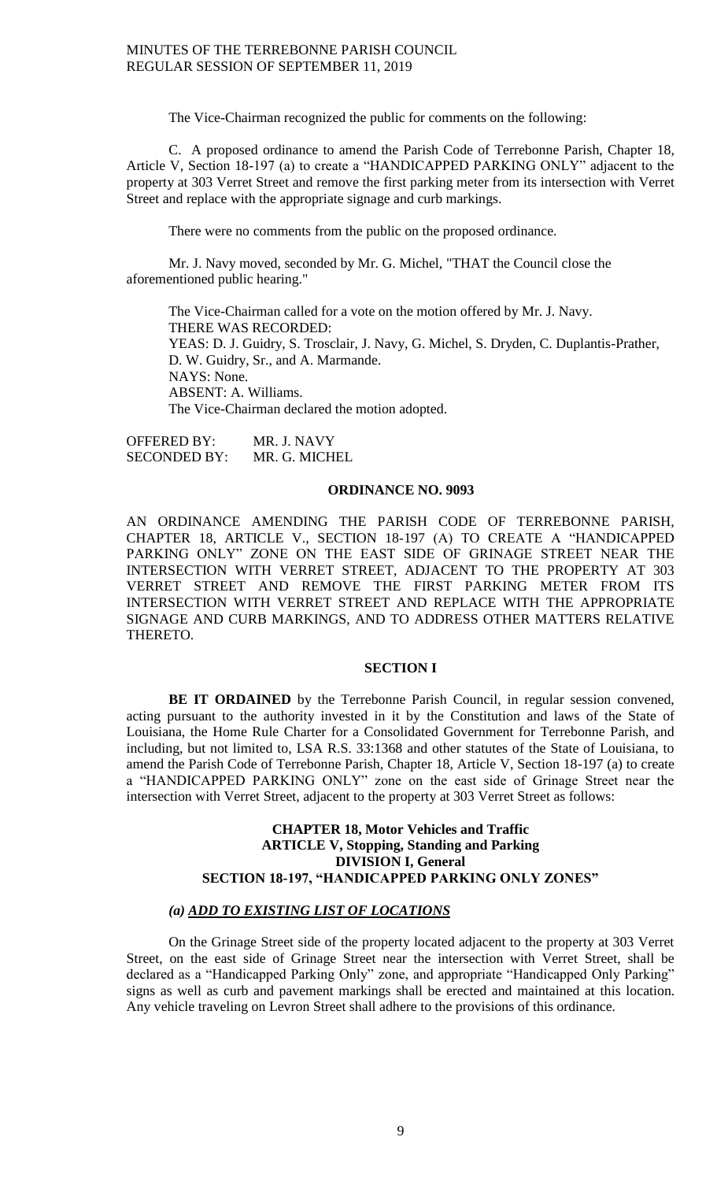The Vice-Chairman recognized the public for comments on the following:

C. A proposed ordinance to amend the Parish Code of Terrebonne Parish, Chapter 18, Article V, Section 18-197 (a) to create a "HANDICAPPED PARKING ONLY" adjacent to the property at 303 Verret Street and remove the first parking meter from its intersection with Verret Street and replace with the appropriate signage and curb markings.

There were no comments from the public on the proposed ordinance.

Mr. J. Navy moved, seconded by Mr. G. Michel, "THAT the Council close the aforementioned public hearing."

The Vice-Chairman called for a vote on the motion offered by Mr. J. Navy.
THERE WAS RECORDED:
YEAS: D. J. Guidry, S. Trosclair, J. Navy, G. Michel, S. Dryden, C. Duplantis-Prather, D. W. Guidry, Sr., and A. Marmande.
NAYS: None.
ABSENT: A. Williams.
The Vice-Chairman declared the motion adopted.

OFFERED BY: MR. J. NAVY
SECONDED BY: MR. G. MICHEL

## ORDINANCE NO. 9093

AN ORDINANCE AMENDING THE PARISH CODE OF TERREBONNE PARISH, CHAPTER 18, ARTICLE V., SECTION 18-197 (A) TO CREATE A "HANDICAPPED PARKING ONLY" ZONE ON THE EAST SIDE OF GRINAGE STREET NEAR THE INTERSECTION WITH VERRET STREET, ADJACENT TO THE PROPERTY AT 303 VERRET STREET AND REMOVE THE FIRST PARKING METER FROM ITS INTERSECTION WITH VERRET STREET AND REPLACE WITH THE APPROPRIATE SIGNAGE AND CURB MARKINGS, AND TO ADDRESS OTHER MATTERS RELATIVE THERETO.

### SECTION I

**BE IT ORDAINED** by the Terrebonne Parish Council, in regular session convened, acting pursuant to the authority invested in it by the Constitution and laws of the State of Louisiana, the Home Rule Charter for a Consolidated Government for Terrebonne Parish, and including, but not limited to, LSA R.S. 33:1368 and other statutes of the State of Louisiana, to amend the Parish Code of Terrebonne Parish, Chapter 18, Article V, Section 18-197 (a) to create a "HANDICAPPED PARKING ONLY" zone on the east side of Grinage Street near the intersection with Verret Street, adjacent to the property at 303 Verret Street as follows:

**CHAPTER 18, Motor Vehicles and Traffic**
**ARTICLE V, Stopping, Standing and Parking**
**DIVISION I, General**
**SECTION 18-197, "HANDICAPPED PARKING ONLY ZONES"**

***(a) ADD TO EXISTING LIST OF LOCATIONS***

On the Grinage Street side of the property located adjacent to the property at 303 Verret Street, on the east side of Grinage Street near the intersection with Verret Street, shall be declared as a "Handicapped Parking Only" zone, and appropriate "Handicapped Only Parking" signs as well as curb and pavement markings shall be erected and maintained at this location. Any vehicle traveling on Levron Street shall adhere to the provisions of this ordinance.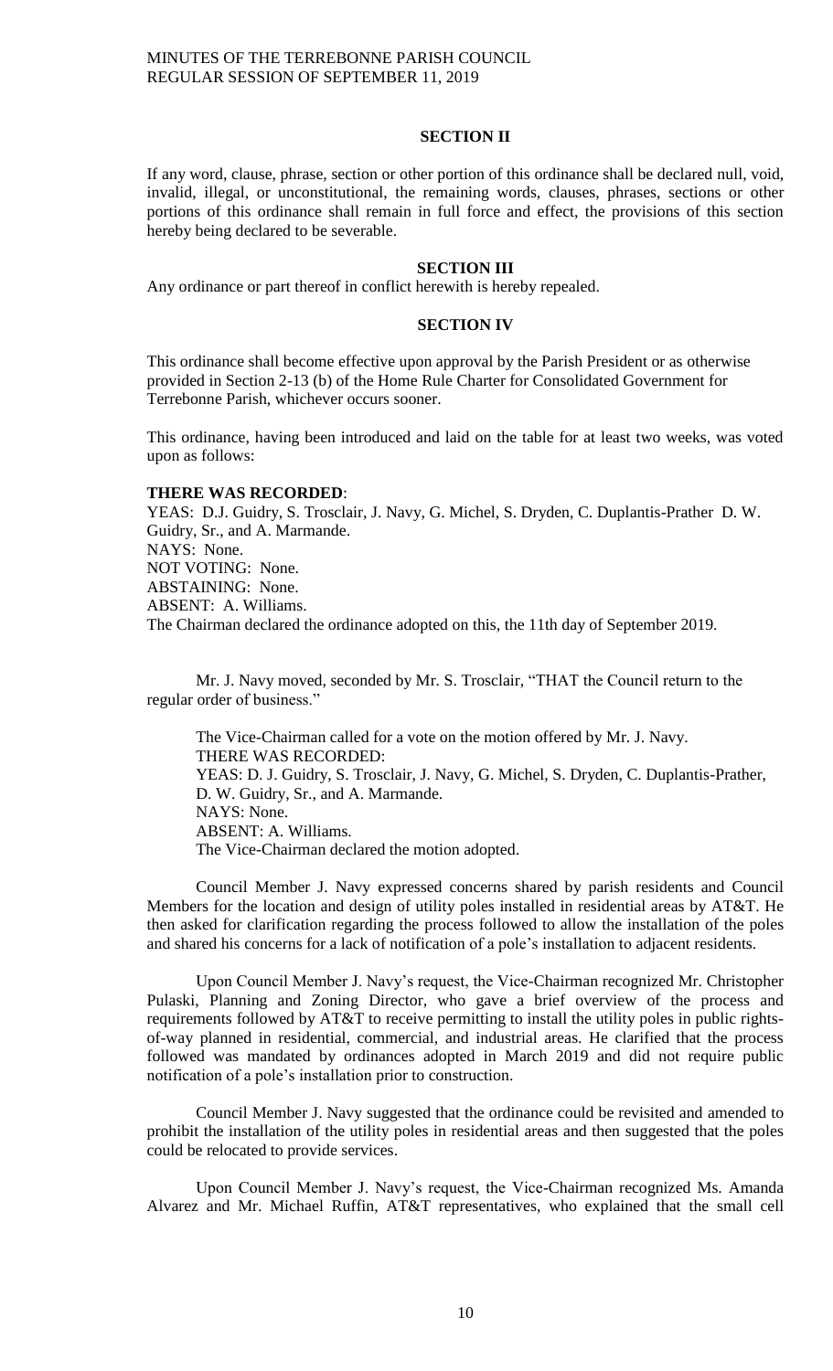## SECTION II

If any word, clause, phrase, section or other portion of this ordinance shall be declared null, void, invalid, illegal, or unconstitutional, the remaining words, clauses, phrases, sections or other portions of this ordinance shall remain in full force and effect, the provisions of this section hereby being declared to be severable.

## SECTION III

Any ordinance or part thereof in conflict herewith is hereby repealed.

## SECTION IV

This ordinance shall become effective upon approval by the Parish President or as otherwise provided in Section 2-13 (b) of the Home Rule Charter for Consolidated Government for Terrebonne Parish, whichever occurs sooner.

This ordinance, having been introduced and laid on the table for at least two weeks, was voted upon as follows:

**THERE WAS RECORDED**:
YEAS: D.J. Guidry, S. Trosclair, J. Navy, G. Michel, S. Dryden, C. Duplantis-Prather D. W. Guidry, Sr., and A. Marmande.
NAYS: None.
NOT VOTING: None.
ABSTAINING: None.
ABSENT: A. Williams.
The Chairman declared the ordinance adopted on this, the 11th day of September 2019.

Mr. J. Navy moved, seconded by Mr. S. Trosclair, "THAT the Council return to the regular order of business."

The Vice-Chairman called for a vote on the motion offered by Mr. J. Navy.
THERE WAS RECORDED:
YEAS: D. J. Guidry, S. Trosclair, J. Navy, G. Michel, S. Dryden, C. Duplantis-Prather, D. W. Guidry, Sr., and A. Marmande.
NAYS: None.
ABSENT: A. Williams.
The Vice-Chairman declared the motion adopted.

Council Member J. Navy expressed concerns shared by parish residents and Council Members for the location and design of utility poles installed in residential areas by AT&T. He then asked for clarification regarding the process followed to allow the installation of the poles and shared his concerns for a lack of notification of a pole's installation to adjacent residents.

Upon Council Member J. Navy's request, the Vice-Chairman recognized Mr. Christopher Pulaski, Planning and Zoning Director, who gave a brief overview of the process and requirements followed by AT&T to receive permitting to install the utility poles in public rights-of-way planned in residential, commercial, and industrial areas. He clarified that the process followed was mandated by ordinances adopted in March 2019 and did not require public notification of a pole's installation prior to construction.

Council Member J. Navy suggested that the ordinance could be revisited and amended to prohibit the installation of the utility poles in residential areas and then suggested that the poles could be relocated to provide services.

Upon Council Member J. Navy's request, the Vice-Chairman recognized Ms. Amanda Alvarez and Mr. Michael Ruffin, AT&T representatives, who explained that the small cell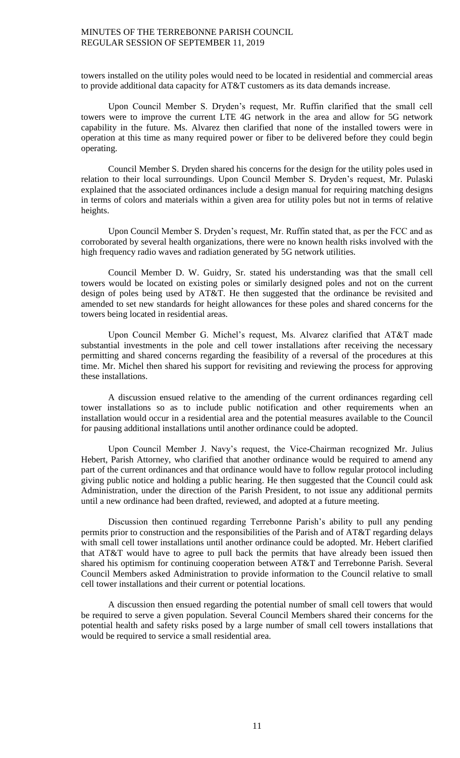towers installed on the utility poles would need to be located in residential and commercial areas to provide additional data capacity for AT&T customers as its data demands increase.

Upon Council Member S. Dryden's request, Mr. Ruffin clarified that the small cell towers were to improve the current LTE 4G network in the area and allow for 5G network capability in the future. Ms. Alvarez then clarified that none of the installed towers were in operation at this time as many required power or fiber to be delivered before they could begin operating.

Council Member S. Dryden shared his concerns for the design for the utility poles used in relation to their local surroundings. Upon Council Member S. Dryden's request, Mr. Pulaski explained that the associated ordinances include a design manual for requiring matching designs in terms of colors and materials within a given area for utility poles but not in terms of relative heights.

Upon Council Member S. Dryden's request, Mr. Ruffin stated that, as per the FCC and as corroborated by several health organizations, there were no known health risks involved with the high frequency radio waves and radiation generated by 5G network utilities.

Council Member D. W. Guidry, Sr. stated his understanding was that the small cell towers would be located on existing poles or similarly designed poles and not on the current design of poles being used by AT&T. He then suggested that the ordinance be revisited and amended to set new standards for height allowances for these poles and shared concerns for the towers being located in residential areas.

Upon Council Member G. Michel's request, Ms. Alvarez clarified that AT&T made substantial investments in the pole and cell tower installations after receiving the necessary permitting and shared concerns regarding the feasibility of a reversal of the procedures at this time. Mr. Michel then shared his support for revisiting and reviewing the process for approving these installations.

A discussion ensued relative to the amending of the current ordinances regarding cell tower installations so as to include public notification and other requirements when an installation would occur in a residential area and the potential measures available to the Council for pausing additional installations until another ordinance could be adopted.

Upon Council Member J. Navy's request, the Vice-Chairman recognized Mr. Julius Hebert, Parish Attorney, who clarified that another ordinance would be required to amend any part of the current ordinances and that ordinance would have to follow regular protocol including giving public notice and holding a public hearing. He then suggested that the Council could ask Administration, under the direction of the Parish President, to not issue any additional permits until a new ordinance had been drafted, reviewed, and adopted at a future meeting.

Discussion then continued regarding Terrebonne Parish's ability to pull any pending permits prior to construction and the responsibilities of the Parish and of AT&T regarding delays with small cell tower installations until another ordinance could be adopted. Mr. Hebert clarified that AT&T would have to agree to pull back the permits that have already been issued then shared his optimism for continuing cooperation between AT&T and Terrebonne Parish. Several Council Members asked Administration to provide information to the Council relative to small cell tower installations and their current or potential locations.

A discussion then ensued regarding the potential number of small cell towers that would be required to serve a given population. Several Council Members shared their concerns for the potential health and safety risks posed by a large number of small cell towers installations that would be required to service a small residential area.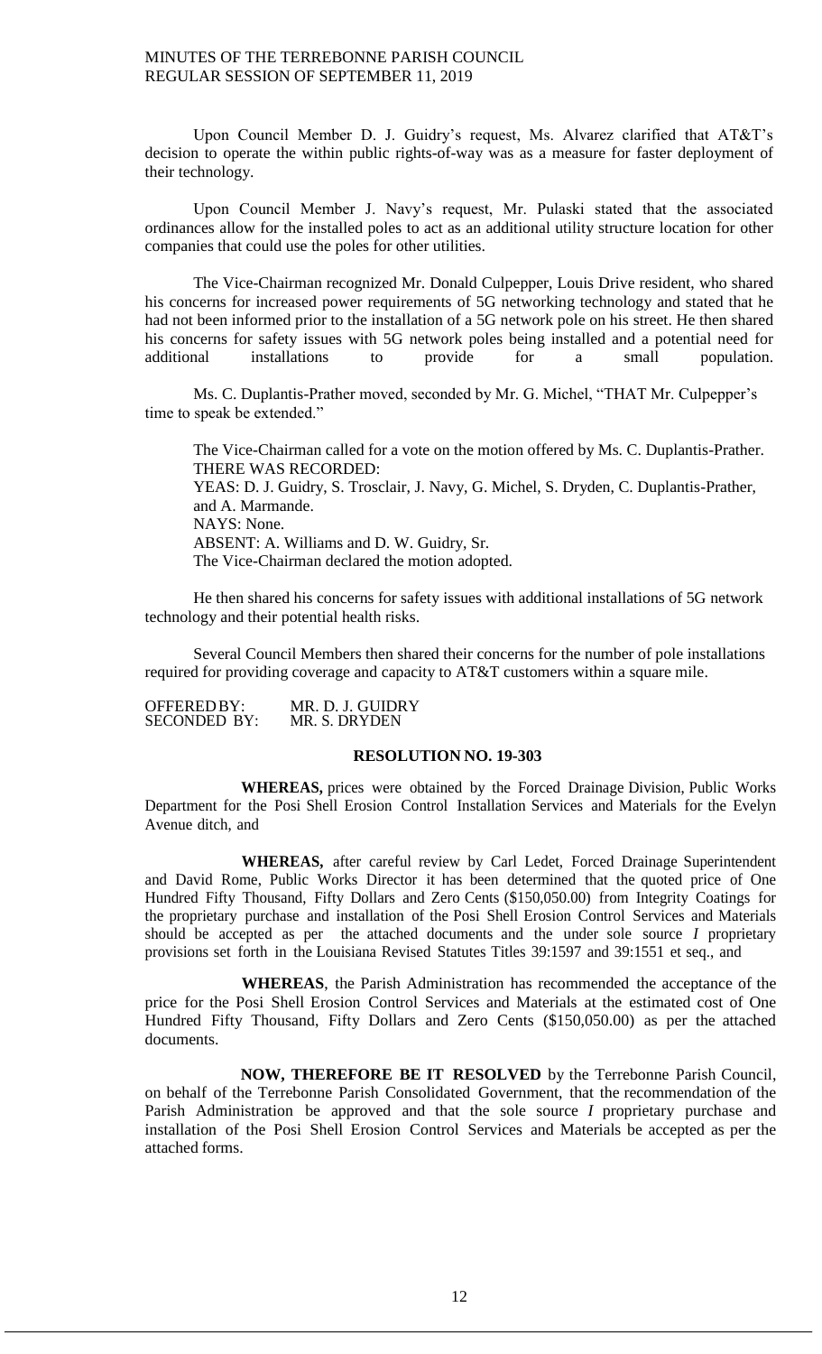Upon Council Member D. J. Guidry's request, Ms. Alvarez clarified that AT&T's decision to operate the within public rights-of-way was as a measure for faster deployment of their technology.

Upon Council Member J. Navy's request, Mr. Pulaski stated that the associated ordinances allow for the installed poles to act as an additional utility structure location for other companies that could use the poles for other utilities.

The Vice-Chairman recognized Mr. Donald Culpepper, Louis Drive resident, who shared his concerns for increased power requirements of 5G networking technology and stated that he had not been informed prior to the installation of a 5G network pole on his street. He then shared his concerns for safety issues with 5G network poles being installed and a potential need for additional installations to provide for a small population.

Ms. C. Duplantis-Prather moved, seconded by Mr. G. Michel, "THAT Mr. Culpepper's time to speak be extended."

The Vice-Chairman called for a vote on the motion offered by Ms. C. Duplantis-Prather.
THERE WAS RECORDED:
YEAS: D. J. Guidry, S. Trosclair, J. Navy, G. Michel, S. Dryden, C. Duplantis-Prather, and A. Marmande.
NAYS: None.
ABSENT: A. Williams and D. W. Guidry, Sr.
The Vice-Chairman declared the motion adopted.

He then shared his concerns for safety issues with additional installations of 5G network technology and their potential health risks.

Several Council Members then shared their concerns for the number of pole installations required for providing coverage and capacity to AT&T customers within a square mile.

OFFERED BY: MR. D. J. GUIDRY
SECONDED BY: MR. S. DRYDEN

**RESOLUTION NO. 19-303**

**WHEREAS,** prices were obtained by the Forced Drainage Division, Public Works Department for the Posi Shell Erosion Control Installation Services and Materials for the Evelyn Avenue ditch, and

**WHEREAS,** after careful review by Carl Ledet, Forced Drainage Superintendent and David Rome, Public Works Director it has been determined that the quoted price of One Hundred Fifty Thousand, Fifty Dollars and Zero Cents ($150,050.00) from Integrity Coatings for the proprietary purchase and installation of the Posi Shell Erosion Control Services and Materials should be accepted as per the attached documents and the under sole source *I* proprietary provisions set forth in the Louisiana Revised Statutes Titles 39:1597 and 39:1551 et seq., and

**WHEREAS**, the Parish Administration has recommended the acceptance of the price for the Posi Shell Erosion Control Services and Materials at the estimated cost of One Hundred Fifty Thousand, Fifty Dollars and Zero Cents ($150,050.00) as per the attached documents.

**NOW, THEREFORE BE IT RESOLVED** by the Terrebonne Parish Council, on behalf of the Terrebonne Parish Consolidated Government, that the recommendation of the Parish Administration be approved and that the sole source *I* proprietary purchase and installation of the Posi Shell Erosion Control Services and Materials be accepted as per the attached forms.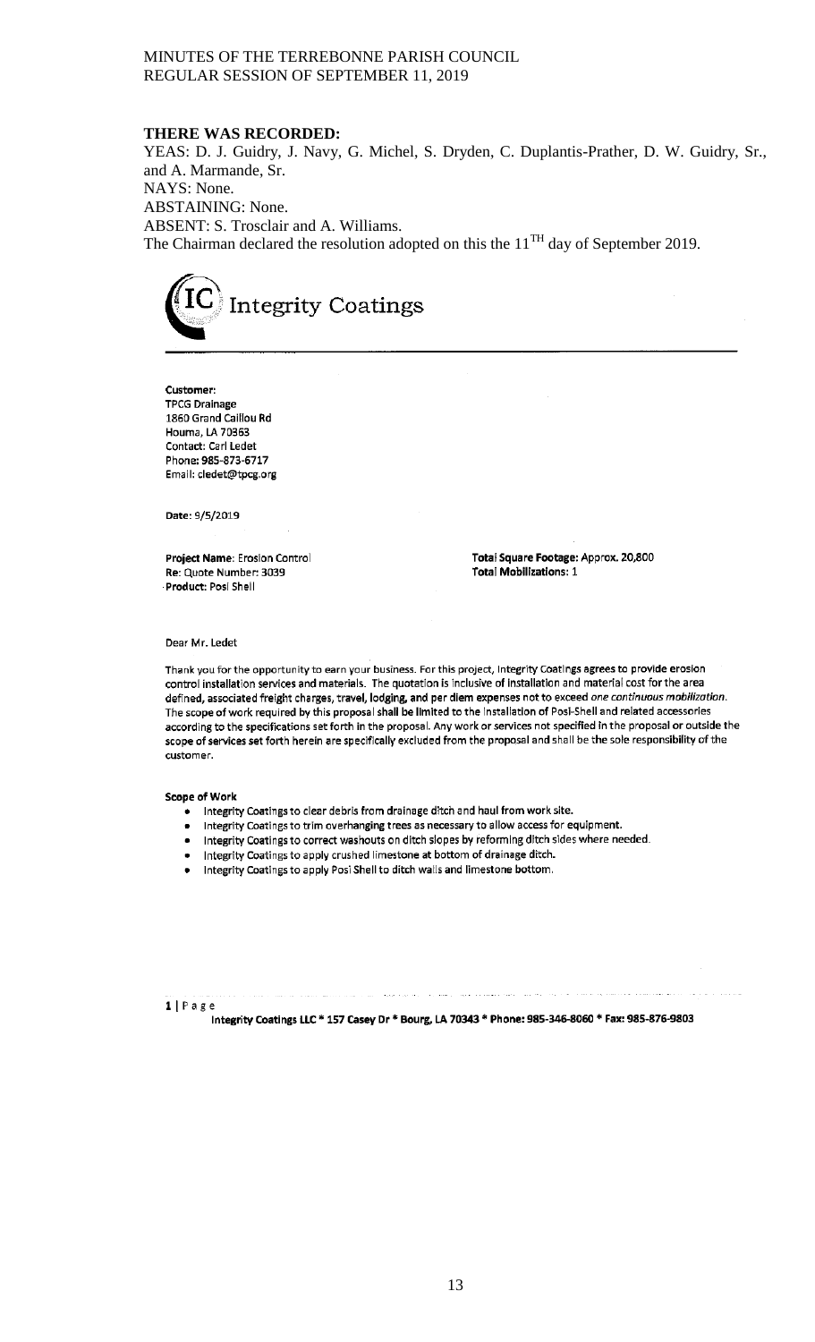**THERE WAS RECORDED:**

YEAS: D. J. Guidry, J. Navy, G. Michel, S. Dryden, C. Duplantis-Prather, D. W. Guidry, Sr., and A. Marmande, Sr.

NAYS: None.

ABSTAINING: None.

ABSENT: S. Trosclair and A. Williams.

The Chairman declared the resolution adopted on this the 11[TH] day of September 2019.

IC Integrity Coatings

**Customer:**
TPCG Drainage
1860 Grand Caillou Rd
Houma, LA 70363
Contact: Carl Ledet
Phone: 985-873-6717
Email: cledet@tpcg.org

Date: 9/5/2019

**Project Name**: Erosion Control
**Re**: Quote Number: 3039
**Product**: Posi Shell

**Total Square Footage:** Approx. 20,800
**Total Mobilizations:** 1

Dear Mr. Ledet

Thank you for the opportunity to earn your business. For this project, Integrity Coatings agrees to provide erosion control installation services and materials. The quotation is inclusive of installation and material cost for the area defined, associated freight charges, travel, lodging, and per diem expenses not to exceed *one continuous mobilization*. The scope of work required by this proposal shall be limited to the installation of Posi-Shell and related accessories according to the specifications set forth in the proposal. Any work or services not specified in the proposal or outside the scope of services set forth herein are specifically excluded from the proposal and shall be the sole responsibility of the customer.

**Scope of Work**

- Integrity Coatings to clear debris from drainage ditch and haul from work site.
- Integrity Coatings to trim overhanging trees as necessary to allow access for equipment.
- Integrity Coatings to correct washouts on ditch slopes by reforming ditch sides where needed.
- Integrity Coatings to apply crushed limestone at bottom of drainage ditch.
- Integrity Coatings to apply Posi Shell to ditch walls and limestone bottom.

Integrity Coatings LLC * 157 Casey Dr * Bourg, LA 70343 * Phone: 985-346-8060 * Fax: 985-876-9803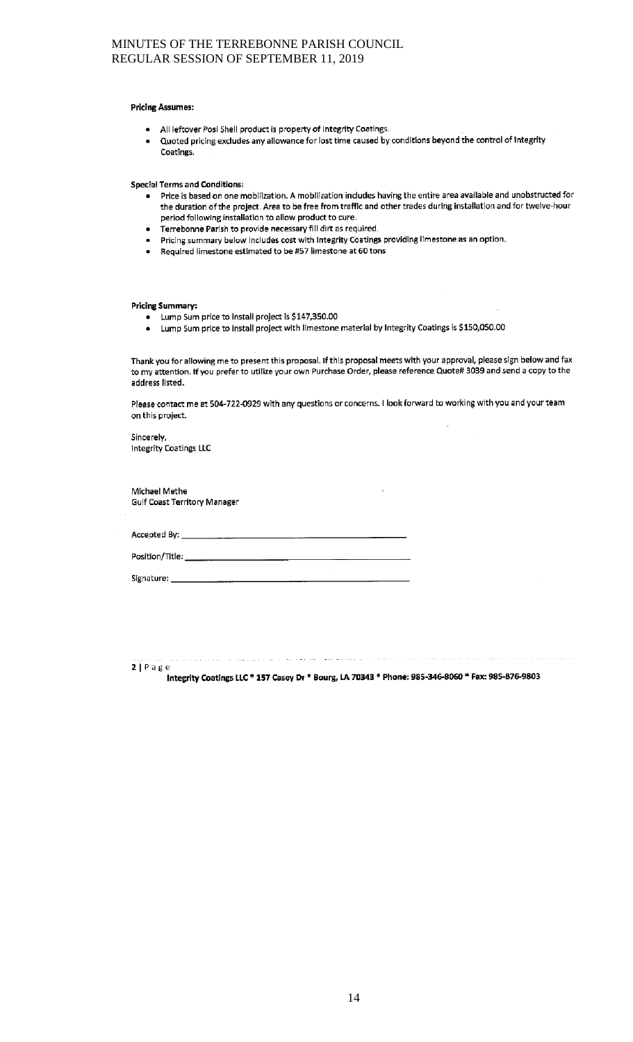**Pricing Assumes:**

- All leftover Posi Shell product is property of Integrity Coatings.
- Quoted pricing excludes any allowance for lost time caused by conditions beyond the control of Integrity Coatings.

**Special Terms and Conditions:**

- Price is based on one mobilization. A mobilization includes having the entire area available and unobstructed for the duration of the project. Area to be free from traffic and other trades during installation and for twelve-hour period following installation to allow product to cure.
- Terrebonne Parish to provide necessary fill dirt as required.
- Pricing summary below includes cost with Integrity Coatings providing limestone as an option.
- Required limestone estimated to be #57 limestone at 60 tons

**Pricing Summary:**

- Lump Sum price to install project is $147,350.00
- Lump Sum price to install project with limestone material by Integrity Coatings is $150,050.00

Thank you for allowing me to present this proposal. If this proposal meets with your approval, please sign below and fax to my attention. If you prefer to utilize your own Purchase Order, please reference Quote# 3039 and send a copy to the address listed.

Please contact me at 504-722-0929 with any questions or concerns. I look forward to working with you and your team on this project.

Sincerely,
Integrity Coatings LLC

Michael Methe
Gulf Coast Territory Manager

Accepted By: ____________________

Position/Title: ____________________

Signature: ____________________

2 | Page
**Integrity Coatings LLC * 157 Casey Dr * Bourg, LA 70343 * Phone: 985-346-8060 * Fax: 985-876-9803**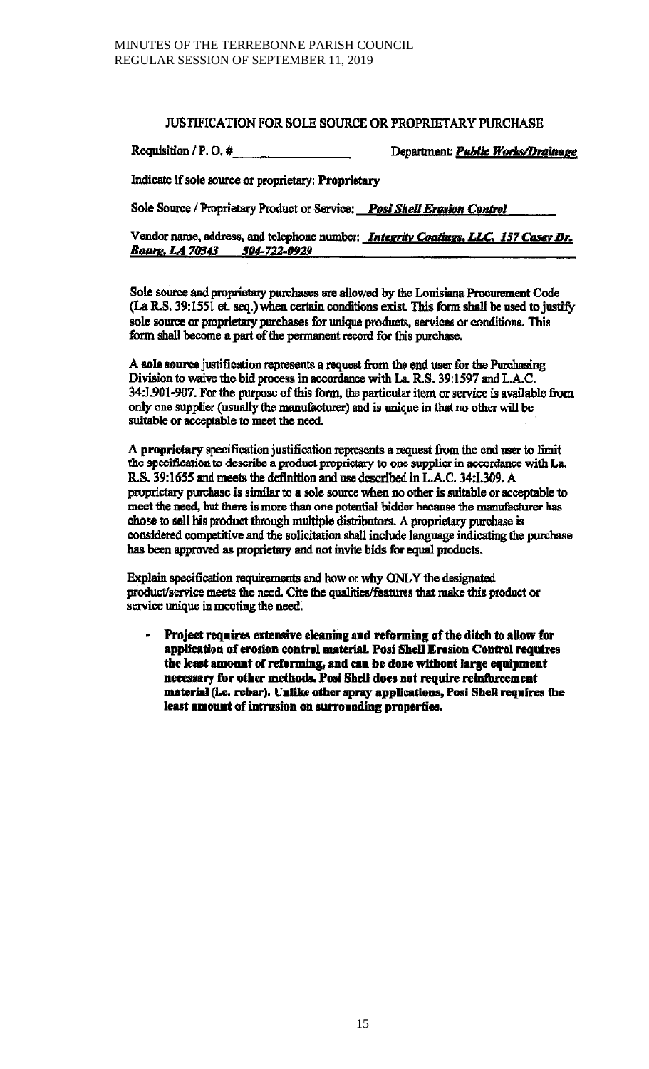## JUSTIFICATION FOR SOLE SOURCE OR PROPRIETARY PURCHASE

Requisition / P. O. #\_\_\_\_\_\_\_\_\_\_\_\_\_\_\_\_ Department: ***Public Works/Drainage***

Indicate if sole source or proprietary: **Proprietary**

Sole Source / Proprietary Product or Service: ***Posi Shell Erosion Control***

Vendor name, address, and telephone number: ***Integrity Coatings, LLC. 157 Casey Dr. Bourg, LA 70343 504-722-0929***

Sole source and proprietary purchases are allowed by the Louisiana Procurement Code (La R.S. 39:1551 et. seq.) when certain conditions exist. This form shall be used to justify sole source or proprietary purchases for unique products, services or conditions. This form shall become a part of the permanent record for this purchase.

A **sole source** justification represents a request from the end user for the Purchasing Division to waive the bid process in accordance with La. R.S. 39:1597 and L.A.C. 34:I.901-907. For the purpose of this form, the particular item or service is available from only one supplier (usually the manufacturer) and is unique in that no other will be suitable or acceptable to meet the need.

A **proprietary** specification justification represents a request from the end user to limit the specification to describe a product proprietary to one supplier in accordance with La. R.S. 39:1655 and meets the definition and use described in L.A.C. 34:I.309. A proprietary purchase is similar to a sole source when no other is suitable or acceptable to meet the need, but there is more than one potential bidder because the manufacturer has chose to sell his product through multiple distributors. A proprietary purchase is considered competitive and the solicitation shall include language indicating the purchase has been approved as proprietary and not invite bids for equal products.

Explain specification requirements and how or why ONLY the designated product/service meets the need. Cite the qualities/features that make this product or service unique in meeting the need.

- **Project requires extensive cleaning and reforming of the ditch to allow for application of erosion control material. Posi Shell Erosion Control requires the least amount of reforming, and can be done without large equipment necessary for other methods. Posi Shell does not require reinforcement material (i.e. rebar). Unlike other spray applications, Posi Shell requires the least amount of intrusion on surrounding properties.**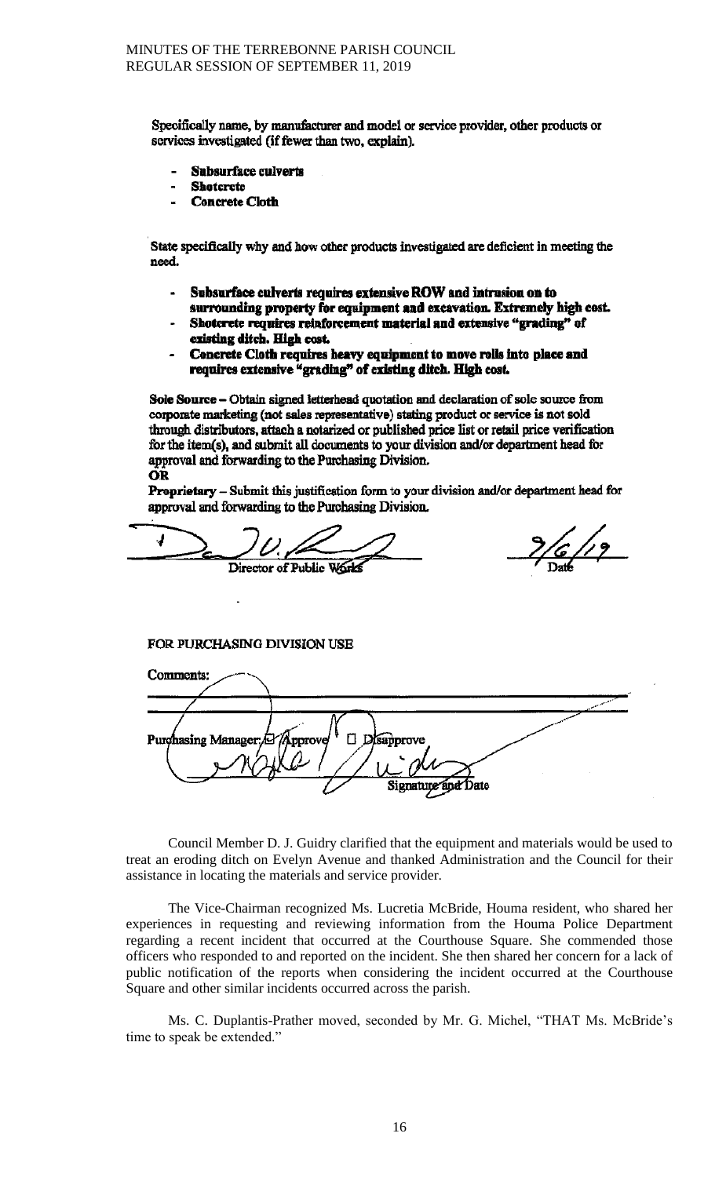Specifically name, by manufacturer and model or service provider, other products or services investigated (if fewer than two, explain).

- **Subsurface culverts**
- **Shotcrete**
- **Concrete Cloth**

State specifically why and how other products investigated are deficient in meeting the need.

- **Subsurface culverts requires extensive ROW and intrusion on to surrounding property for equipment and excavation. Extremely high cost.**
- **Shotcrete requires reinforcement material and extensive "grading" of existing ditch. High cost.**
- **Concrete Cloth requires heavy equipment to move rolls into place and requires extensive "grading" of existing ditch. High cost.**

**Sole Source** – Obtain signed letterhead quotation and declaration of sole source from corporate marketing (not sales representative) stating product or service is not sold through distributors, attach a notarized or published price list or retail price verification for the item(s), and submit all documents to your division and/or department head for approval and forwarding to the Purchasing Division.

**OR**

**Proprietary** – Submit this justification form to your division and/or department head for approval and forwarding to the Purchasing Division.

Director of Public Works — Date: 9/6/19

FOR PURCHASING DIVISION USE

Comments:

Purchasing Manager: ☑ Approve ☐ Disapprove

Signature and Date

Council Member D. J. Guidry clarified that the equipment and materials would be used to treat an eroding ditch on Evelyn Avenue and thanked Administration and the Council for their assistance in locating the materials and service provider.

The Vice-Chairman recognized Ms. Lucretia McBride, Houma resident, who shared her experiences in requesting and reviewing information from the Houma Police Department regarding a recent incident that occurred at the Courthouse Square. She commended those officers who responded to and reported on the incident. She then shared her concern for a lack of public notification of the reports when considering the incident occurred at the Courthouse Square and other similar incidents occurred across the parish.

Ms. C. Duplantis-Prather moved, seconded by Mr. G. Michel, "THAT Ms. McBride's time to speak be extended."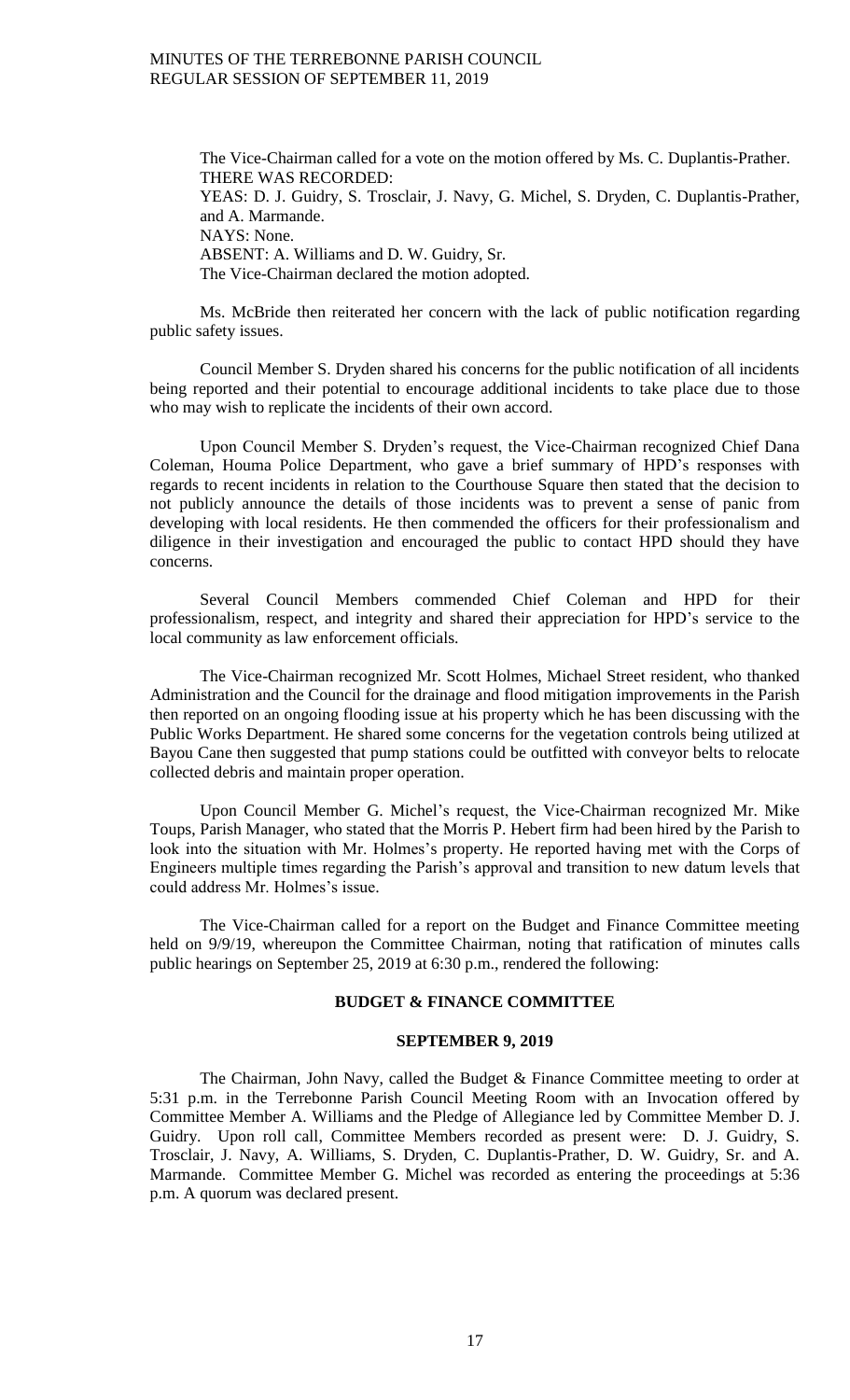The Vice-Chairman called for a vote on the motion offered by Ms. C. Duplantis-Prather.
THERE WAS RECORDED:
YEAS: D. J. Guidry, S. Trosclair, J. Navy, G. Michel, S. Dryden, C. Duplantis-Prather, and A. Marmande.
NAYS: None.
ABSENT: A. Williams and D. W. Guidry, Sr.
The Vice-Chairman declared the motion adopted.

Ms. McBride then reiterated her concern with the lack of public notification regarding public safety issues.

Council Member S. Dryden shared his concerns for the public notification of all incidents being reported and their potential to encourage additional incidents to take place due to those who may wish to replicate the incidents of their own accord.

Upon Council Member S. Dryden's request, the Vice-Chairman recognized Chief Dana Coleman, Houma Police Department, who gave a brief summary of HPD's responses with regards to recent incidents in relation to the Courthouse Square then stated that the decision to not publicly announce the details of those incidents was to prevent a sense of panic from developing with local residents. He then commended the officers for their professionalism and diligence in their investigation and encouraged the public to contact HPD should they have concerns.

Several Council Members commended Chief Coleman and HPD for their professionalism, respect, and integrity and shared their appreciation for HPD's service to the local community as law enforcement officials.

The Vice-Chairman recognized Mr. Scott Holmes, Michael Street resident, who thanked Administration and the Council for the drainage and flood mitigation improvements in the Parish then reported on an ongoing flooding issue at his property which he has been discussing with the Public Works Department. He shared some concerns for the vegetation controls being utilized at Bayou Cane then suggested that pump stations could be outfitted with conveyor belts to relocate collected debris and maintain proper operation.

Upon Council Member G. Michel's request, the Vice-Chairman recognized Mr. Mike Toups, Parish Manager, who stated that the Morris P. Hebert firm had been hired by the Parish to look into the situation with Mr. Holmes's property. He reported having met with the Corps of Engineers multiple times regarding the Parish's approval and transition to new datum levels that could address Mr. Holmes's issue.

The Vice-Chairman called for a report on the Budget and Finance Committee meeting held on 9/9/19, whereupon the Committee Chairman, noting that ratification of minutes calls public hearings on September 25, 2019 at 6:30 p.m., rendered the following:

**BUDGET & FINANCE COMMITTEE**

**SEPTEMBER 9, 2019**

The Chairman, John Navy, called the Budget & Finance Committee meeting to order at 5:31 p.m. in the Terrebonne Parish Council Meeting Room with an Invocation offered by Committee Member A. Williams and the Pledge of Allegiance led by Committee Member D. J. Guidry. Upon roll call, Committee Members recorded as present were: D. J. Guidry, S. Trosclair, J. Navy, A. Williams, S. Dryden, C. Duplantis-Prather, D. W. Guidry, Sr. and A. Marmande. Committee Member G. Michel was recorded as entering the proceedings at 5:36 p.m. A quorum was declared present.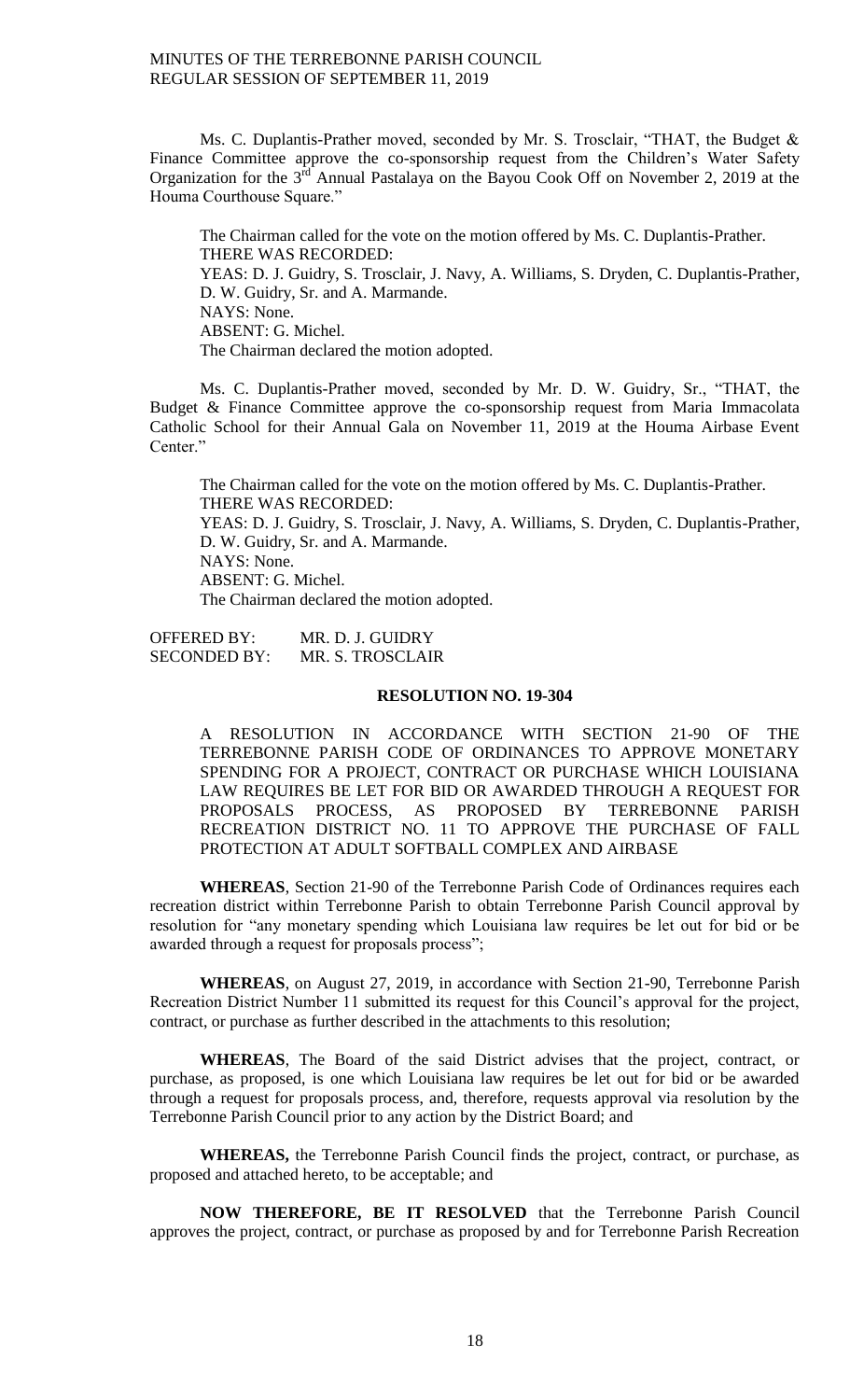Ms. C. Duplantis-Prather moved, seconded by Mr. S. Trosclair, "THAT, the Budget & Finance Committee approve the co-sponsorship request from the Children's Water Safety Organization for the 3rd Annual Pastalaya on the Bayou Cook Off on November 2, 2019 at the Houma Courthouse Square."

The Chairman called for the vote on the motion offered by Ms. C. Duplantis-Prather.
THERE WAS RECORDED:
YEAS: D. J. Guidry, S. Trosclair, J. Navy, A. Williams, S. Dryden, C. Duplantis-Prather, D. W. Guidry, Sr. and A. Marmande.
NAYS: None.
ABSENT: G. Michel.
The Chairman declared the motion adopted.

Ms. C. Duplantis-Prather moved, seconded by Mr. D. W. Guidry, Sr., "THAT, the Budget & Finance Committee approve the co-sponsorship request from Maria Immacolata Catholic School for their Annual Gala on November 11, 2019 at the Houma Airbase Event Center."

The Chairman called for the vote on the motion offered by Ms. C. Duplantis-Prather.
THERE WAS RECORDED:
YEAS: D. J. Guidry, S. Trosclair, J. Navy, A. Williams, S. Dryden, C. Duplantis-Prather, D. W. Guidry, Sr. and A. Marmande.
NAYS: None.
ABSENT: G. Michel.
The Chairman declared the motion adopted.

OFFERED BY: MR. D. J. GUIDRY
SECONDED BY: MR. S. TROSCLAIR

**RESOLUTION NO. 19-304**

A RESOLUTION IN ACCORDANCE WITH SECTION 21-90 OF THE TERREBONNE PARISH CODE OF ORDINANCES TO APPROVE MONETARY SPENDING FOR A PROJECT, CONTRACT OR PURCHASE WHICH LOUISIANA LAW REQUIRES BE LET FOR BID OR AWARDED THROUGH A REQUEST FOR PROPOSALS PROCESS, AS PROPOSED BY TERREBONNE PARISH RECREATION DISTRICT NO. 11 TO APPROVE THE PURCHASE OF FALL PROTECTION AT ADULT SOFTBALL COMPLEX AND AIRBASE

**WHEREAS**, Section 21-90 of the Terrebonne Parish Code of Ordinances requires each recreation district within Terrebonne Parish to obtain Terrebonne Parish Council approval by resolution for "any monetary spending which Louisiana law requires be let out for bid or be awarded through a request for proposals process";

**WHEREAS**, on August 27, 2019, in accordance with Section 21-90, Terrebonne Parish Recreation District Number 11 submitted its request for this Council's approval for the project, contract, or purchase as further described in the attachments to this resolution;

**WHEREAS**, The Board of the said District advises that the project, contract, or purchase, as proposed, is one which Louisiana law requires be let out for bid or be awarded through a request for proposals process, and, therefore, requests approval via resolution by the Terrebonne Parish Council prior to any action by the District Board; and

**WHEREAS,** the Terrebonne Parish Council finds the project, contract, or purchase, as proposed and attached hereto, to be acceptable; and

**NOW THEREFORE, BE IT RESOLVED** that the Terrebonne Parish Council approves the project, contract, or purchase as proposed by and for Terrebonne Parish Recreation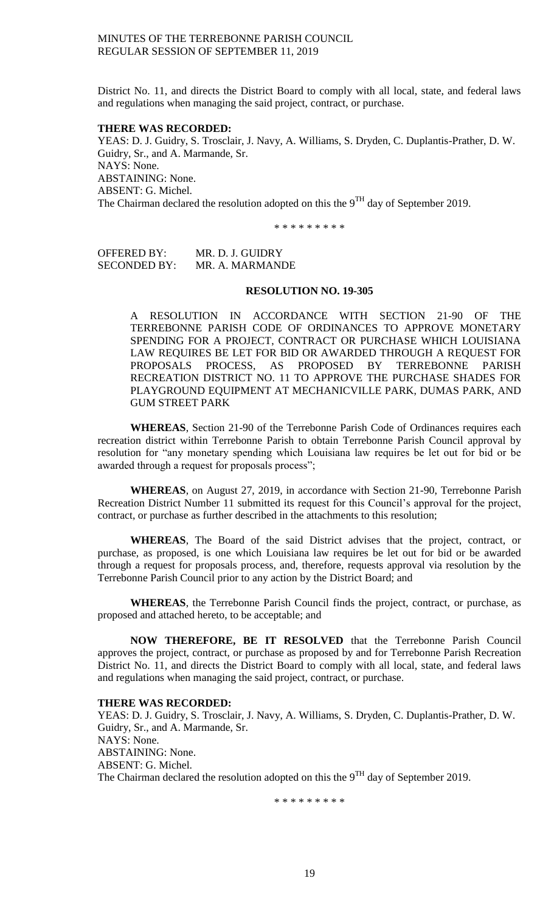District No. 11, and directs the District Board to comply with all local, state, and federal laws and regulations when managing the said project, contract, or purchase.

**THERE WAS RECORDED:**

YEAS: D. J. Guidry, S. Trosclair, J. Navy, A. Williams, S. Dryden, C. Duplantis-Prather, D. W. Guidry, Sr., and A. Marmande, Sr.
NAYS: None.
ABSTAINING: None.
ABSENT: G. Michel.
The Chairman declared the resolution adopted on this the 9TH day of September 2019.

\* \* \* \* \* \* \* \* \*

OFFERED BY: MR. D. J. GUIDRY
SECONDED BY: MR. A. MARMANDE

**RESOLUTION NO. 19-305**

A RESOLUTION IN ACCORDANCE WITH SECTION 21-90 OF THE TERREBONNE PARISH CODE OF ORDINANCES TO APPROVE MONETARY SPENDING FOR A PROJECT, CONTRACT OR PURCHASE WHICH LOUISIANA LAW REQUIRES BE LET FOR BID OR AWARDED THROUGH A REQUEST FOR PROPOSALS PROCESS, AS PROPOSED BY TERREBONNE PARISH RECREATION DISTRICT NO. 11 TO APPROVE THE PURCHASE SHADES FOR PLAYGROUND EQUIPMENT AT MECHANICVILLE PARK, DUMAS PARK, AND GUM STREET PARK

**WHEREAS**, Section 21-90 of the Terrebonne Parish Code of Ordinances requires each recreation district within Terrebonne Parish to obtain Terrebonne Parish Council approval by resolution for "any monetary spending which Louisiana law requires be let out for bid or be awarded through a request for proposals process";

**WHEREAS**, on August 27, 2019, in accordance with Section 21-90, Terrebonne Parish Recreation District Number 11 submitted its request for this Council's approval for the project, contract, or purchase as further described in the attachments to this resolution;

**WHEREAS**, The Board of the said District advises that the project, contract, or purchase, as proposed, is one which Louisiana law requires be let out for bid or be awarded through a request for proposals process, and, therefore, requests approval via resolution by the Terrebonne Parish Council prior to any action by the District Board; and

**WHEREAS**, the Terrebonne Parish Council finds the project, contract, or purchase, as proposed and attached hereto, to be acceptable; and

**NOW THEREFORE, BE IT RESOLVED** that the Terrebonne Parish Council approves the project, contract, or purchase as proposed by and for Terrebonne Parish Recreation District No. 11, and directs the District Board to comply with all local, state, and federal laws and regulations when managing the said project, contract, or purchase.

**THERE WAS RECORDED:**

YEAS: D. J. Guidry, S. Trosclair, J. Navy, A. Williams, S. Dryden, C. Duplantis-Prather, D. W. Guidry, Sr., and A. Marmande, Sr.
NAYS: None.
ABSTAINING: None.
ABSENT: G. Michel.
The Chairman declared the resolution adopted on this the 9TH day of September 2019.

\* \* \* \* \* \* \* \* \*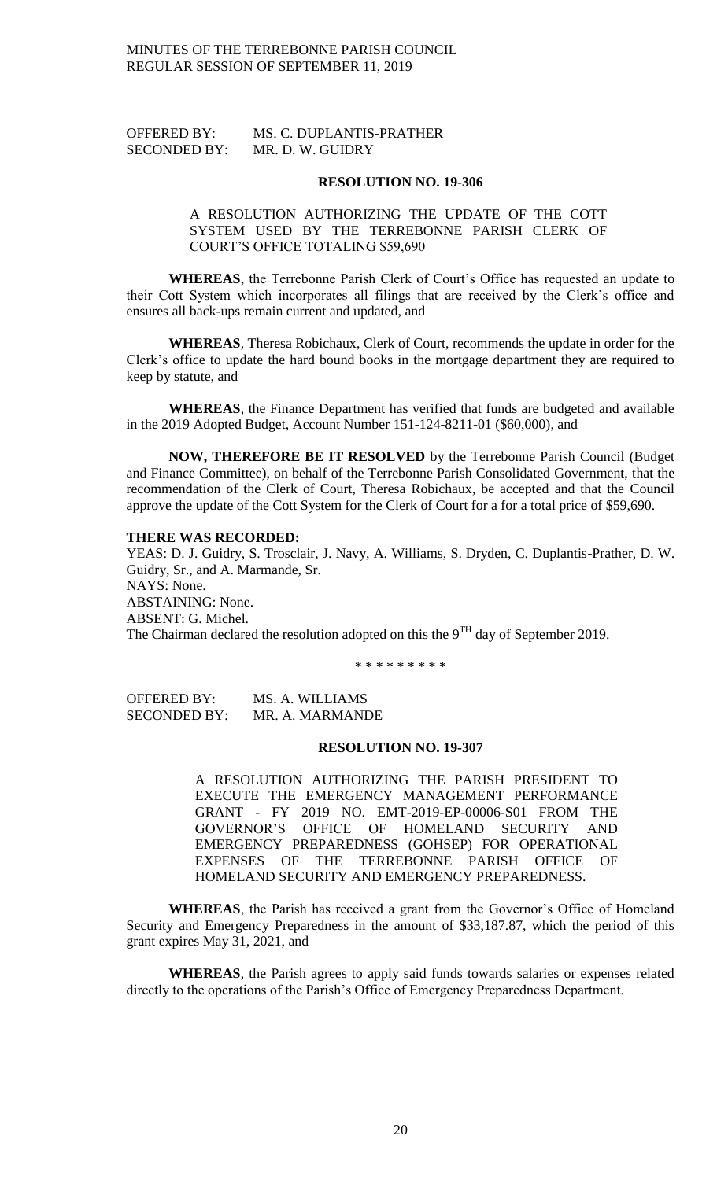OFFERED BY: MS. C. DUPLANTIS-PRATHER
SECONDED BY: MR. D. W. GUIDRY

**RESOLUTION NO. 19-306**

A RESOLUTION AUTHORIZING THE UPDATE OF THE COTT SYSTEM USED BY THE TERREBONNE PARISH CLERK OF COURT'S OFFICE TOTALING $59,690

**WHEREAS**, the Terrebonne Parish Clerk of Court's Office has requested an update to their Cott System which incorporates all filings that are received by the Clerk's office and ensures all back-ups remain current and updated, and

**WHEREAS**, Theresa Robichaux, Clerk of Court, recommends the update in order for the Clerk's office to update the hard bound books in the mortgage department they are required to keep by statute, and

**WHEREAS**, the Finance Department has verified that funds are budgeted and available in the 2019 Adopted Budget, Account Number 151-124-8211-01 ($60,000), and

**NOW, THEREFORE BE IT RESOLVED** by the Terrebonne Parish Council (Budget and Finance Committee), on behalf of the Terrebonne Parish Consolidated Government, that the recommendation of the Clerk of Court, Theresa Robichaux, be accepted and that the Council approve the update of the Cott System for the Clerk of Court for a for a total price of $59,690.

**THERE WAS RECORDED:**
YEAS: D. J. Guidry, S. Trosclair, J. Navy, A. Williams, S. Dryden, C. Duplantis-Prather, D. W. Guidry, Sr., and A. Marmande, Sr.
NAYS: None.
ABSTAINING: None.
ABSENT: G. Michel.
The Chairman declared the resolution adopted on this the 9TH day of September 2019.

\* \* \* \* \* \* \* \* \*

OFFERED BY: MS. A. WILLIAMS
SECONDED BY: MR. A. MARMANDE

**RESOLUTION NO. 19-307**

A RESOLUTION AUTHORIZING THE PARISH PRESIDENT TO EXECUTE THE EMERGENCY MANAGEMENT PERFORMANCE GRANT - FY 2019 NO. EMT-2019-EP-00006-S01 FROM THE GOVERNOR'S OFFICE OF HOMELAND SECURITY AND EMERGENCY PREPAREDNESS (GOHSEP) FOR OPERATIONAL EXPENSES OF THE TERREBONNE PARISH OFFICE OF HOMELAND SECURITY AND EMERGENCY PREPAREDNESS.

**WHEREAS**, the Parish has received a grant from the Governor's Office of Homeland Security and Emergency Preparedness in the amount of $33,187.87, which the period of this grant expires May 31, 2021, and

**WHEREAS**, the Parish agrees to apply said funds towards salaries or expenses related directly to the operations of the Parish's Office of Emergency Preparedness Department.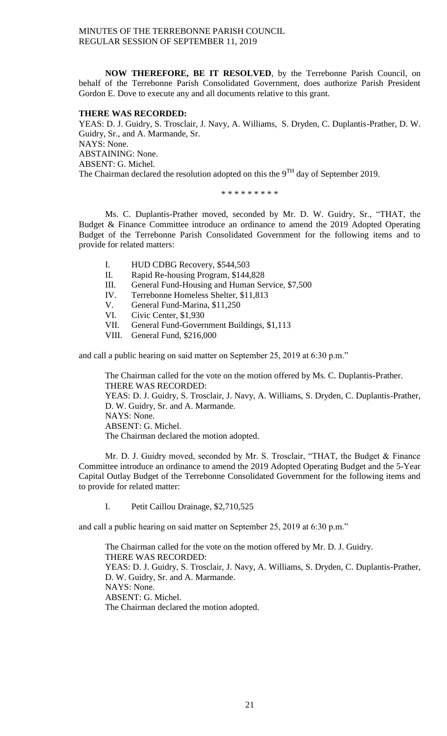**NOW THEREFORE, BE IT RESOLVED**, by the Terrebonne Parish Council, on behalf of the Terrebonne Parish Consolidated Government, does authorize Parish President Gordon E. Dove to execute any and all documents relative to this grant.

**THERE WAS RECORDED:**

YEAS: D. J. Guidry, S. Trosclair, J. Navy, A. Williams, S. Dryden, C. Duplantis-Prather, D. W. Guidry, Sr., and A. Marmande, Sr.

NAYS: None.

ABSTAINING: None.

ABSENT: G. Michel.

The Chairman declared the resolution adopted on this the 9TH day of September 2019.

\* \* \* \* \* \* \* \* \*

Ms. C. Duplantis-Prather moved, seconded by Mr. D. W. Guidry, Sr., "THAT, the Budget & Finance Committee introduce an ordinance to amend the 2019 Adopted Operating Budget of the Terrebonne Parish Consolidated Government for the following items and to provide for related matters:

- I. HUD CDBG Recovery, $544,503
- II. Rapid Re-housing Program, $144,828
- III. General Fund-Housing and Human Service, $7,500
- IV. Terrebonne Homeless Shelter, $11,813
- V. General Fund-Marina, $11,250
- VI. Civic Center, $1,930
- VII. General Fund-Government Buildings, $1,113
- VIII. General Fund, $216,000

and call a public hearing on said matter on September 25, 2019 at 6:30 p.m."

The Chairman called for the vote on the motion offered by Ms. C. Duplantis-Prather.

THERE WAS RECORDED:

YEAS: D. J. Guidry, S. Trosclair, J. Navy, A. Williams, S. Dryden, C. Duplantis-Prather, D. W. Guidry, Sr. and A. Marmande.

NAYS: None.

ABSENT: G. Michel.

The Chairman declared the motion adopted.

Mr. D. J. Guidry moved, seconded by Mr. S. Trosclair, "THAT, the Budget & Finance Committee introduce an ordinance to amend the 2019 Adopted Operating Budget and the 5-Year Capital Outlay Budget of the Terrebonne Consolidated Government for the following items and to provide for related matter:

- I. Petit Caillou Drainage, $2,710,525

and call a public hearing on said matter on September 25, 2019 at 6:30 p.m."

The Chairman called for the vote on the motion offered by Mr. D. J. Guidry.

THERE WAS RECORDED:

YEAS: D. J. Guidry, S. Trosclair, J. Navy, A. Williams, S. Dryden, C. Duplantis-Prather, D. W. Guidry, Sr. and A. Marmande.

NAYS: None.

ABSENT: G. Michel.

The Chairman declared the motion adopted.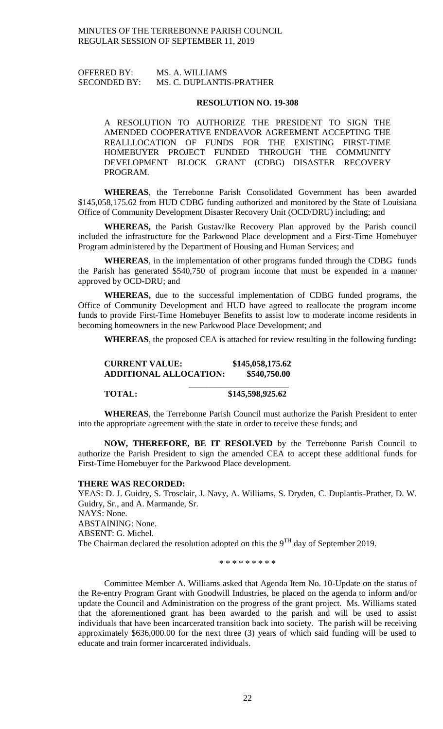OFFERED BY: MS. A. WILLIAMS
SECONDED BY: MS. C. DUPLANTIS-PRATHER

**RESOLUTION NO. 19-308**

A RESOLUTION TO AUTHORIZE THE PRESIDENT TO SIGN THE AMENDED COOPERATIVE ENDEAVOR AGREEMENT ACCEPTING THE REALLLOCATION OF FUNDS FOR THE EXISTING FIRST-TIME HOMEBUYER PROJECT FUNDED THROUGH THE COMMUNITY DEVELOPMENT BLOCK GRANT (CDBG) DISASTER RECOVERY PROGRAM.

**WHEREAS**, the Terrebonne Parish Consolidated Government has been awarded \$145,058,175.62 from HUD CDBG funding authorized and monitored by the State of Louisiana Office of Community Development Disaster Recovery Unit (OCD/DRU) including; and

**WHEREAS,** the Parish Gustav/Ike Recovery Plan approved by the Parish council included the infrastructure for the Parkwood Place development and a First-Time Homebuyer Program administered by the Department of Housing and Human Services; and

**WHEREAS**, in the implementation of other programs funded through the CDBG funds the Parish has generated \$540,750 of program income that must be expended in a manner approved by OCD-DRU; and

**WHEREAS,** due to the successful implementation of CDBG funded programs, the Office of Community Development and HUD have agreed to reallocate the program income funds to provide First-Time Homebuyer Benefits to assist low to moderate income residents in becoming homeowners in the new Parkwood Place Development; and

**WHEREAS**, the proposed CEA is attached for review resulting in the following funding**:**

| | |
|---|---|
| **CURRENT VALUE:** | **\$145,058,175.62** |
| **ADDITIONAL ALLOCATION:** | **\$540,750.00** |
| **TOTAL:** | **\$145,598,925.62** |

**WHEREAS**, the Terrebonne Parish Council must authorize the Parish President to enter into the appropriate agreement with the state in order to receive these funds; and

**NOW, THEREFORE, BE IT RESOLVED** by the Terrebonne Parish Council to authorize the Parish President to sign the amended CEA to accept these additional funds for First-Time Homebuyer for the Parkwood Place development.

**THERE WAS RECORDED:**
YEAS: D. J. Guidry, S. Trosclair, J. Navy, A. Williams, S. Dryden, C. Duplantis-Prather, D. W. Guidry, Sr., and A. Marmande, Sr.
NAYS: None.
ABSTAINING: None.
ABSENT: G. Michel.
The Chairman declared the resolution adopted on this the 9[TH] day of September 2019.

\* \* \* \* \* \* \* \* \*

Committee Member A. Williams asked that Agenda Item No. 10-Update on the status of the Re-entry Program Grant with Goodwill Industries, be placed on the agenda to inform and/or update the Council and Administration on the progress of the grant project. Ms. Williams stated that the aforementioned grant has been awarded to the parish and will be used to assist individuals that have been incarcerated transition back into society. The parish will be receiving approximately \$636,000.00 for the next three (3) years of which said funding will be used to educate and train former incarcerated individuals.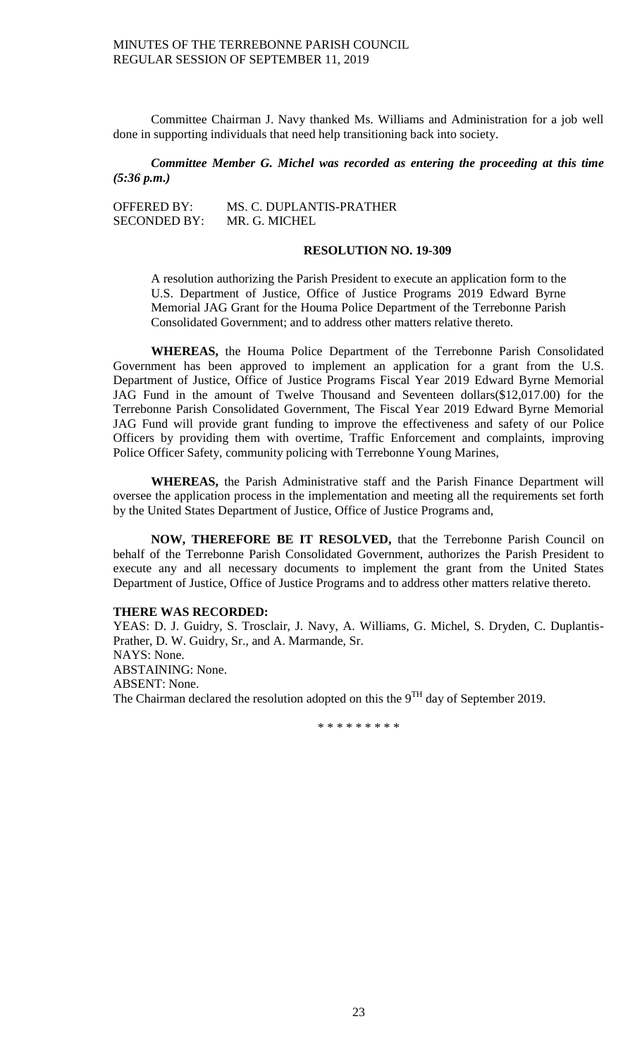Committee Chairman J. Navy thanked Ms. Williams and Administration for a job well done in supporting individuals that need help transitioning back into society.

***Committee Member G. Michel was recorded as entering the proceeding at this time (5:36 p.m.)***

OFFERED BY: MS. C. DUPLANTIS-PRATHER
SECONDED BY: MR. G. MICHEL

**RESOLUTION NO. 19-309**

A resolution authorizing the Parish President to execute an application form to the U.S. Department of Justice, Office of Justice Programs 2019 Edward Byrne Memorial JAG Grant for the Houma Police Department of the Terrebonne Parish Consolidated Government; and to address other matters relative thereto.

**WHEREAS,** the Houma Police Department of the Terrebonne Parish Consolidated Government has been approved to implement an application for a grant from the U.S. Department of Justice, Office of Justice Programs Fiscal Year 2019 Edward Byrne Memorial JAG Fund in the amount of Twelve Thousand and Seventeen dollars($12,017.00) for the Terrebonne Parish Consolidated Government, The Fiscal Year 2019 Edward Byrne Memorial JAG Fund will provide grant funding to improve the effectiveness and safety of our Police Officers by providing them with overtime, Traffic Enforcement and complaints, improving Police Officer Safety, community policing with Terrebonne Young Marines,

**WHEREAS,** the Parish Administrative staff and the Parish Finance Department will oversee the application process in the implementation and meeting all the requirements set forth by the United States Department of Justice, Office of Justice Programs and,

**NOW, THEREFORE BE IT RESOLVED,** that the Terrebonne Parish Council on behalf of the Terrebonne Parish Consolidated Government, authorizes the Parish President to execute any and all necessary documents to implement the grant from the United States Department of Justice, Office of Justice Programs and to address other matters relative thereto.

**THERE WAS RECORDED:**
YEAS: D. J. Guidry, S. Trosclair, J. Navy, A. Williams, G. Michel, S. Dryden, C. Duplantis-Prather, D. W. Guidry, Sr., and A. Marmande, Sr.
NAYS: None.
ABSTAINING: None.
ABSENT: None.
The Chairman declared the resolution adopted on this the 9TH day of September 2019.

\* \* \* \* \* \* \* \* \*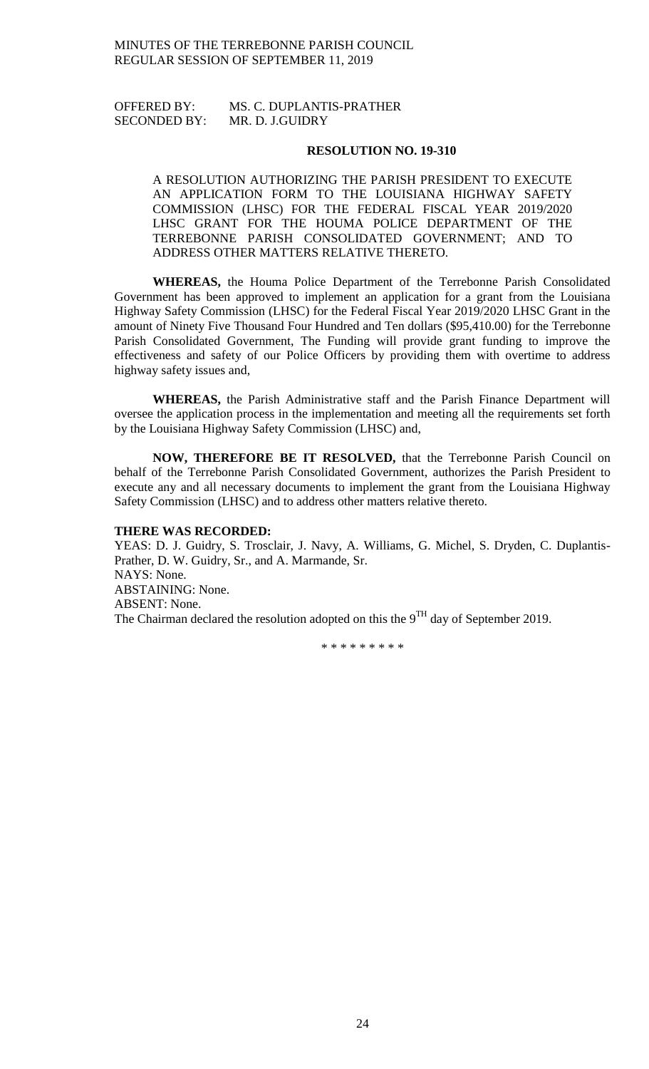OFFERED BY: MS. C. DUPLANTIS-PRATHER
SECONDED BY: MR. D. J.GUIDRY

**RESOLUTION NO. 19-310**

A RESOLUTION AUTHORIZING THE PARISH PRESIDENT TO EXECUTE AN APPLICATION FORM TO THE LOUISIANA HIGHWAY SAFETY COMMISSION (LHSC) FOR THE FEDERAL FISCAL YEAR 2019/2020 LHSC GRANT FOR THE HOUMA POLICE DEPARTMENT OF THE TERREBONNE PARISH CONSOLIDATED GOVERNMENT; AND TO ADDRESS OTHER MATTERS RELATIVE THERETO.

**WHEREAS,** the Houma Police Department of the Terrebonne Parish Consolidated Government has been approved to implement an application for a grant from the Louisiana Highway Safety Commission (LHSC) for the Federal Fiscal Year 2019/2020 LHSC Grant in the amount of Ninety Five Thousand Four Hundred and Ten dollars ($95,410.00) for the Terrebonne Parish Consolidated Government, The Funding will provide grant funding to improve the effectiveness and safety of our Police Officers by providing them with overtime to address highway safety issues and,

**WHEREAS,** the Parish Administrative staff and the Parish Finance Department will oversee the application process in the implementation and meeting all the requirements set forth by the Louisiana Highway Safety Commission (LHSC) and,

**NOW, THEREFORE BE IT RESOLVED,** that the Terrebonne Parish Council on behalf of the Terrebonne Parish Consolidated Government, authorizes the Parish President to execute any and all necessary documents to implement the grant from the Louisiana Highway Safety Commission (LHSC) and to address other matters relative thereto.

**THERE WAS RECORDED:**

YEAS: D. J. Guidry, S. Trosclair, J. Navy, A. Williams, G. Michel, S. Dryden, C. Duplantis-Prather, D. W. Guidry, Sr., and A. Marmande, Sr.

NAYS: None.

ABSTAINING: None.

ABSENT: None.

The Chairman declared the resolution adopted on this the 9TH day of September 2019.

\* \* \* \* \* \* \* \* \*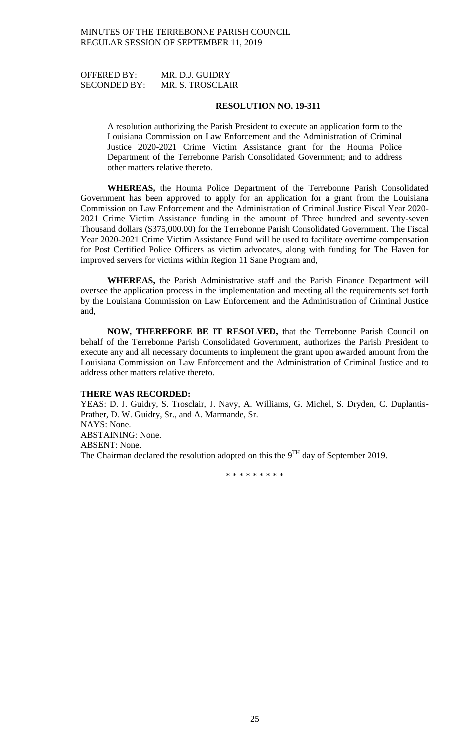OFFERED BY: MR. D.J. GUIDRY
SECONDED BY: MR. S. TROSCLAIR

**RESOLUTION NO. 19-311**

A resolution authorizing the Parish President to execute an application form to the Louisiana Commission on Law Enforcement and the Administration of Criminal Justice 2020-2021 Crime Victim Assistance grant for the Houma Police Department of the Terrebonne Parish Consolidated Government; and to address other matters relative thereto.

**WHEREAS,** the Houma Police Department of the Terrebonne Parish Consolidated Government has been approved to apply for an application for a grant from the Louisiana Commission on Law Enforcement and the Administration of Criminal Justice Fiscal Year 2020-2021 Crime Victim Assistance funding in the amount of Three hundred and seventy-seven Thousand dollars ($375,000.00) for the Terrebonne Parish Consolidated Government. The Fiscal Year 2020-2021 Crime Victim Assistance Fund will be used to facilitate overtime compensation for Post Certified Police Officers as victim advocates, along with funding for The Haven for improved servers for victims within Region 11 Sane Program and,

**WHEREAS,** the Parish Administrative staff and the Parish Finance Department will oversee the application process in the implementation and meeting all the requirements set forth by the Louisiana Commission on Law Enforcement and the Administration of Criminal Justice and,

**NOW, THEREFORE BE IT RESOLVED,** that the Terrebonne Parish Council on behalf of the Terrebonne Parish Consolidated Government, authorizes the Parish President to execute any and all necessary documents to implement the grant upon awarded amount from the Louisiana Commission on Law Enforcement and the Administration of Criminal Justice and to address other matters relative thereto.

**THERE WAS RECORDED:**
YEAS: D. J. Guidry, S. Trosclair, J. Navy, A. Williams, G. Michel, S. Dryden, C. Duplantis-Prather, D. W. Guidry, Sr., and A. Marmande, Sr.
NAYS: None.
ABSTAINING: None.
ABSENT: None.
The Chairman declared the resolution adopted on this the 9TH day of September 2019.

\* \* \* \* \* \* \* \* \*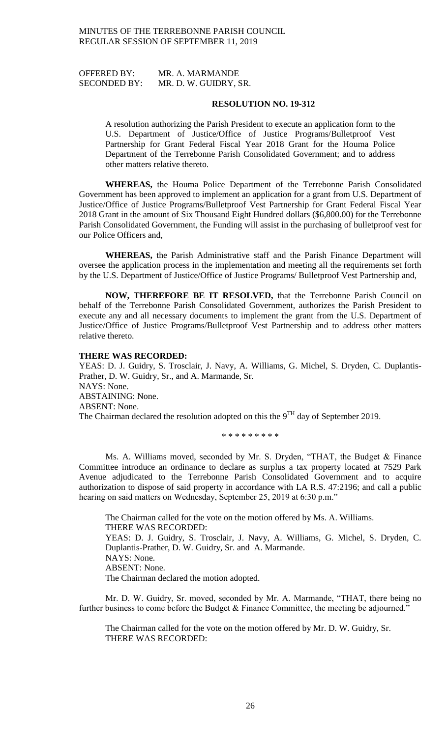OFFERED BY: MR. A. MARMANDE
SECONDED BY: MR. D. W. GUIDRY, SR.

**RESOLUTION NO. 19-312**

A resolution authorizing the Parish President to execute an application form to the U.S. Department of Justice/Office of Justice Programs/Bulletproof Vest Partnership for Grant Federal Fiscal Year 2018 Grant for the Houma Police Department of the Terrebonne Parish Consolidated Government; and to address other matters relative thereto.

**WHEREAS,** the Houma Police Department of the Terrebonne Parish Consolidated Government has been approved to implement an application for a grant from U.S. Department of Justice/Office of Justice Programs/Bulletproof Vest Partnership for Grant Federal Fiscal Year 2018 Grant in the amount of Six Thousand Eight Hundred dollars ($6,800.00) for the Terrebonne Parish Consolidated Government, the Funding will assist in the purchasing of bulletproof vest for our Police Officers and,

**WHEREAS,** the Parish Administrative staff and the Parish Finance Department will oversee the application process in the implementation and meeting all the requirements set forth by the U.S. Department of Justice/Office of Justice Programs/ Bulletproof Vest Partnership and,

**NOW, THEREFORE BE IT RESOLVED,** that the Terrebonne Parish Council on behalf of the Terrebonne Parish Consolidated Government, authorizes the Parish President to execute any and all necessary documents to implement the grant from the U.S. Department of Justice/Office of Justice Programs/Bulletproof Vest Partnership and to address other matters relative thereto.

**THERE WAS RECORDED:**
YEAS: D. J. Guidry, S. Trosclair, J. Navy, A. Williams, G. Michel, S. Dryden, C. Duplantis-Prather, D. W. Guidry, Sr., and A. Marmande, Sr.
NAYS: None.
ABSTAINING: None.
ABSENT: None.
The Chairman declared the resolution adopted on this the 9[TH] day of September 2019.

\* \* \* \* \* \* \* \* \*

Ms. A. Williams moved, seconded by Mr. S. Dryden, "THAT, the Budget & Finance Committee introduce an ordinance to declare as surplus a tax property located at 7529 Park Avenue adjudicated to the Terrebonne Parish Consolidated Government and to acquire authorization to dispose of said property in accordance with LA R.S. 47:2196; and call a public hearing on said matters on Wednesday, September 25, 2019 at 6:30 p.m."

The Chairman called for the vote on the motion offered by Ms. A. Williams.
THERE WAS RECORDED:
YEAS: D. J. Guidry, S. Trosclair, J. Navy, A. Williams, G. Michel, S. Dryden, C. Duplantis-Prather, D. W. Guidry, Sr. and A. Marmande.
NAYS: None.
ABSENT: None.
The Chairman declared the motion adopted.

Mr. D. W. Guidry, Sr. moved, seconded by Mr. A. Marmande, "THAT, there being no further business to come before the Budget & Finance Committee, the meeting be adjourned."

The Chairman called for the vote on the motion offered by Mr. D. W. Guidry, Sr.
THERE WAS RECORDED: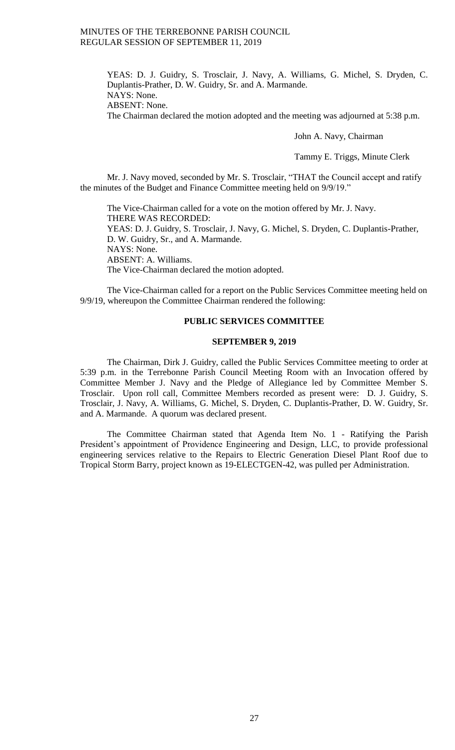YEAS: D. J. Guidry, S. Trosclair, J. Navy, A. Williams, G. Michel, S. Dryden, C. Duplantis-Prather, D. W. Guidry, Sr. and A. Marmande.
NAYS: None.
ABSENT: None.
The Chairman declared the motion adopted and the meeting was adjourned at 5:38 p.m.

John A. Navy, Chairman

Tammy E. Triggs, Minute Clerk

Mr. J. Navy moved, seconded by Mr. S. Trosclair, "THAT the Council accept and ratify the minutes of the Budget and Finance Committee meeting held on 9/9/19."

The Vice-Chairman called for a vote on the motion offered by Mr. J. Navy.
THERE WAS RECORDED:
YEAS: D. J. Guidry, S. Trosclair, J. Navy, G. Michel, S. Dryden, C. Duplantis-Prather, D. W. Guidry, Sr., and A. Marmande.
NAYS: None.
ABSENT: A. Williams.
The Vice-Chairman declared the motion adopted.

The Vice-Chairman called for a report on the Public Services Committee meeting held on 9/9/19, whereupon the Committee Chairman rendered the following:

**PUBLIC SERVICES COMMITTEE**

**SEPTEMBER 9, 2019**

The Chairman, Dirk J. Guidry, called the Public Services Committee meeting to order at 5:39 p.m. in the Terrebonne Parish Council Meeting Room with an Invocation offered by Committee Member J. Navy and the Pledge of Allegiance led by Committee Member S. Trosclair. Upon roll call, Committee Members recorded as present were: D. J. Guidry, S. Trosclair, J. Navy, A. Williams, G. Michel, S. Dryden, C. Duplantis-Prather, D. W. Guidry, Sr. and A. Marmande. A quorum was declared present.

The Committee Chairman stated that Agenda Item No. 1 - Ratifying the Parish President's appointment of Providence Engineering and Design, LLC, to provide professional engineering services relative to the Repairs to Electric Generation Diesel Plant Roof due to Tropical Storm Barry, project known as 19-ELECTGEN-42, was pulled per Administration.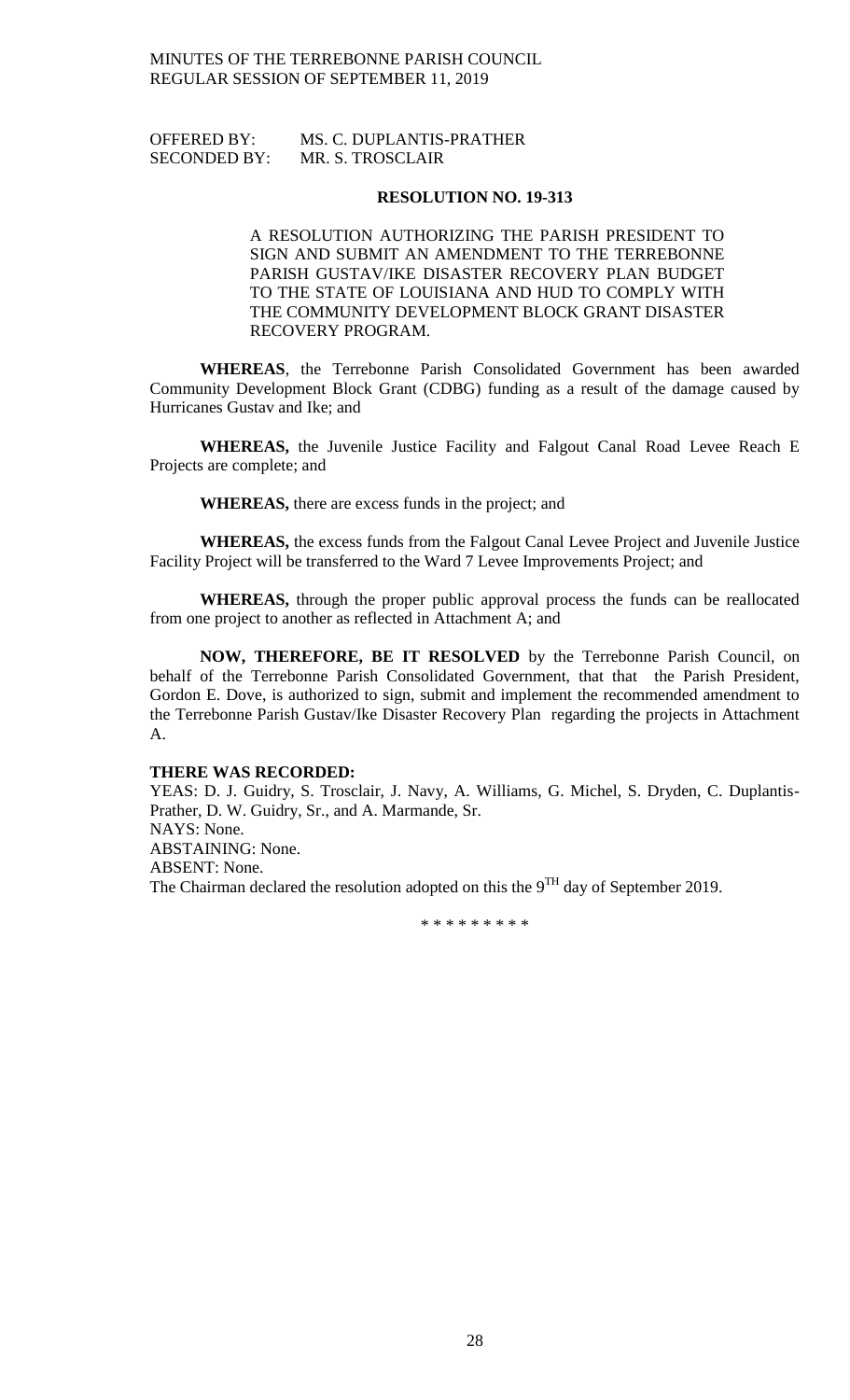OFFERED BY: MS. C. DUPLANTIS-PRATHER
SECONDED BY: MR. S. TROSCLAIR

**RESOLUTION NO. 19-313**

A RESOLUTION AUTHORIZING THE PARISH PRESIDENT TO SIGN AND SUBMIT AN AMENDMENT TO THE TERREBONNE PARISH GUSTAV/IKE DISASTER RECOVERY PLAN BUDGET TO THE STATE OF LOUISIANA AND HUD TO COMPLY WITH THE COMMUNITY DEVELOPMENT BLOCK GRANT DISASTER RECOVERY PROGRAM.

**WHEREAS**, the Terrebonne Parish Consolidated Government has been awarded Community Development Block Grant (CDBG) funding as a result of the damage caused by Hurricanes Gustav and Ike; and

**WHEREAS,** the Juvenile Justice Facility and Falgout Canal Road Levee Reach E Projects are complete; and

**WHEREAS,** there are excess funds in the project; and

**WHEREAS,** the excess funds from the Falgout Canal Levee Project and Juvenile Justice Facility Project will be transferred to the Ward 7 Levee Improvements Project; and

**WHEREAS,** through the proper public approval process the funds can be reallocated from one project to another as reflected in Attachment A; and

**NOW, THEREFORE, BE IT RESOLVED** by the Terrebonne Parish Council, on behalf of the Terrebonne Parish Consolidated Government, that that the Parish President, Gordon E. Dove, is authorized to sign, submit and implement the recommended amendment to the Terrebonne Parish Gustav/Ike Disaster Recovery Plan regarding the projects in Attachment A.

**THERE WAS RECORDED:**

YEAS: D. J. Guidry, S. Trosclair, J. Navy, A. Williams, G. Michel, S. Dryden, C. Duplantis-Prather, D. W. Guidry, Sr., and A. Marmande, Sr.
NAYS: None.
ABSTAINING: None.
ABSENT: None.
The Chairman declared the resolution adopted on this the 9[TH] day of September 2019.

\* \* \* \* \* \* \* \* \*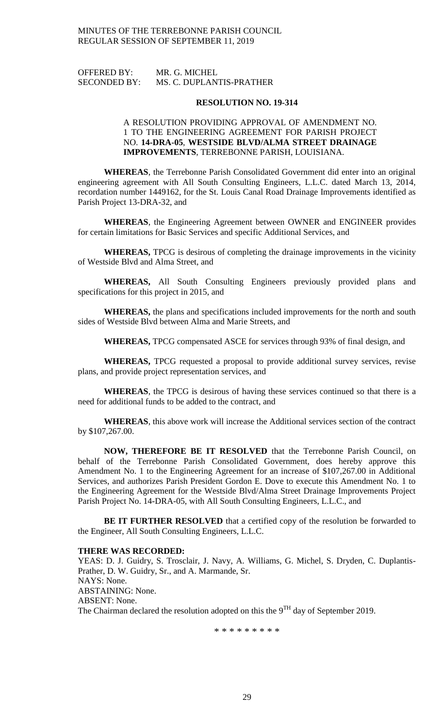OFFERED BY: MR. G. MICHEL
SECONDED BY: MS. C. DUPLANTIS-PRATHER

**RESOLUTION NO. 19-314**

A RESOLUTION PROVIDING APPROVAL OF AMENDMENT NO. 1 TO THE ENGINEERING AGREEMENT FOR PARISH PROJECT NO. **14-DRA-05**, **WESTSIDE BLVD/ALMA STREET DRAINAGE IMPROVEMENTS**, TERREBONNE PARISH, LOUISIANA.

**WHEREAS**, the Terrebonne Parish Consolidated Government did enter into an original engineering agreement with All South Consulting Engineers, L.L.C. dated March 13, 2014, recordation number 1449162, for the St. Louis Canal Road Drainage Improvements identified as Parish Project 13-DRA-32, and

**WHEREAS**, the Engineering Agreement between OWNER and ENGINEER provides for certain limitations for Basic Services and specific Additional Services, and

**WHEREAS,** TPCG is desirous of completing the drainage improvements in the vicinity of Westside Blvd and Alma Street, and

**WHEREAS,** All South Consulting Engineers previously provided plans and specifications for this project in 2015, and

**WHEREAS,** the plans and specifications included improvements for the north and south sides of Westside Blvd between Alma and Marie Streets, and

**WHEREAS,** TPCG compensated ASCE for services through 93% of final design, and

**WHEREAS,** TPCG requested a proposal to provide additional survey services, revise plans, and provide project representation services, and

**WHEREAS**, the TPCG is desirous of having these services continued so that there is a need for additional funds to be added to the contract, and

**WHEREAS**, this above work will increase the Additional services section of the contract by $107,267.00.

**NOW, THEREFORE BE IT RESOLVED** that the Terrebonne Parish Council, on behalf of the Terrebonne Parish Consolidated Government, does hereby approve this Amendment No. 1 to the Engineering Agreement for an increase of $107,267.00 in Additional Services, and authorizes Parish President Gordon E. Dove to execute this Amendment No. 1 to the Engineering Agreement for the Westside Blvd/Alma Street Drainage Improvements Project Parish Project No. 14-DRA-05, with All South Consulting Engineers, L.L.C., and

**BE IT FURTHER RESOLVED** that a certified copy of the resolution be forwarded to the Engineer, All South Consulting Engineers, L.L.C.

**THERE WAS RECORDED:**
YEAS: D. J. Guidry, S. Trosclair, J. Navy, A. Williams, G. Michel, S. Dryden, C. Duplantis-Prather, D. W. Guidry, Sr., and A. Marmande, Sr.
NAYS: None.
ABSTAINING: None.
ABSENT: None.
The Chairman declared the resolution adopted on this the 9TH day of September 2019.

\* \* \* \* \* \* \* \* \*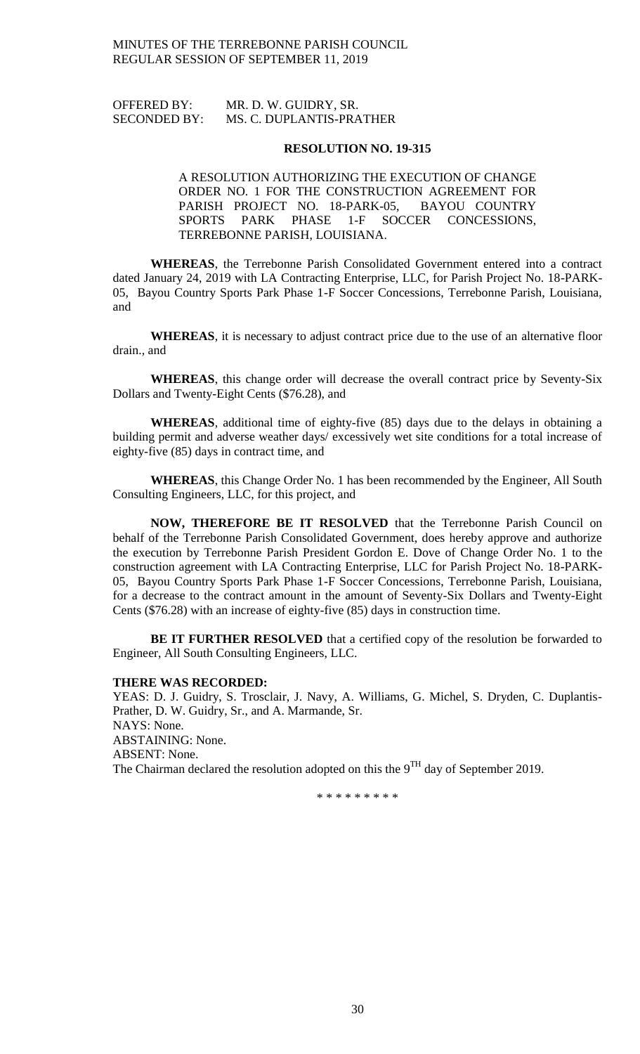OFFERED BY: MR. D. W. GUIDRY, SR.
SECONDED BY: MS. C. DUPLANTIS-PRATHER

**RESOLUTION NO. 19-315**

A RESOLUTION AUTHORIZING THE EXECUTION OF CHANGE ORDER NO. 1 FOR THE CONSTRUCTION AGREEMENT FOR PARISH PROJECT NO. 18-PARK-05, BAYOU COUNTRY SPORTS PARK PHASE 1-F SOCCER CONCESSIONS, TERREBONNE PARISH, LOUISIANA.

**WHEREAS**, the Terrebonne Parish Consolidated Government entered into a contract dated January 24, 2019 with LA Contracting Enterprise, LLC, for Parish Project No. 18-PARK-05, Bayou Country Sports Park Phase 1-F Soccer Concessions, Terrebonne Parish, Louisiana, and

**WHEREAS**, it is necessary to adjust contract price due to the use of an alternative floor drain., and

**WHEREAS**, this change order will decrease the overall contract price by Seventy-Six Dollars and Twenty-Eight Cents ($76.28), and

**WHEREAS**, additional time of eighty-five (85) days due to the delays in obtaining a building permit and adverse weather days/ excessively wet site conditions for a total increase of eighty-five (85) days in contract time, and

**WHEREAS**, this Change Order No. 1 has been recommended by the Engineer, All South Consulting Engineers, LLC, for this project, and

**NOW, THEREFORE BE IT RESOLVED** that the Terrebonne Parish Council on behalf of the Terrebonne Parish Consolidated Government, does hereby approve and authorize the execution by Terrebonne Parish President Gordon E. Dove of Change Order No. 1 to the construction agreement with LA Contracting Enterprise, LLC for Parish Project No. 18-PARK-05, Bayou Country Sports Park Phase 1-F Soccer Concessions, Terrebonne Parish, Louisiana, for a decrease to the contract amount in the amount of Seventy-Six Dollars and Twenty-Eight Cents ($76.28) with an increase of eighty-five (85) days in construction time.

**BE IT FURTHER RESOLVED** that a certified copy of the resolution be forwarded to Engineer, All South Consulting Engineers, LLC.

**THERE WAS RECORDED:**
YEAS: D. J. Guidry, S. Trosclair, J. Navy, A. Williams, G. Michel, S. Dryden, C. Duplantis-Prather, D. W. Guidry, Sr., and A. Marmande, Sr.
NAYS: None.
ABSTAINING: None.
ABSENT: None.
The Chairman declared the resolution adopted on this the 9TH day of September 2019.

\* \* \* \* \* \* \* \* \*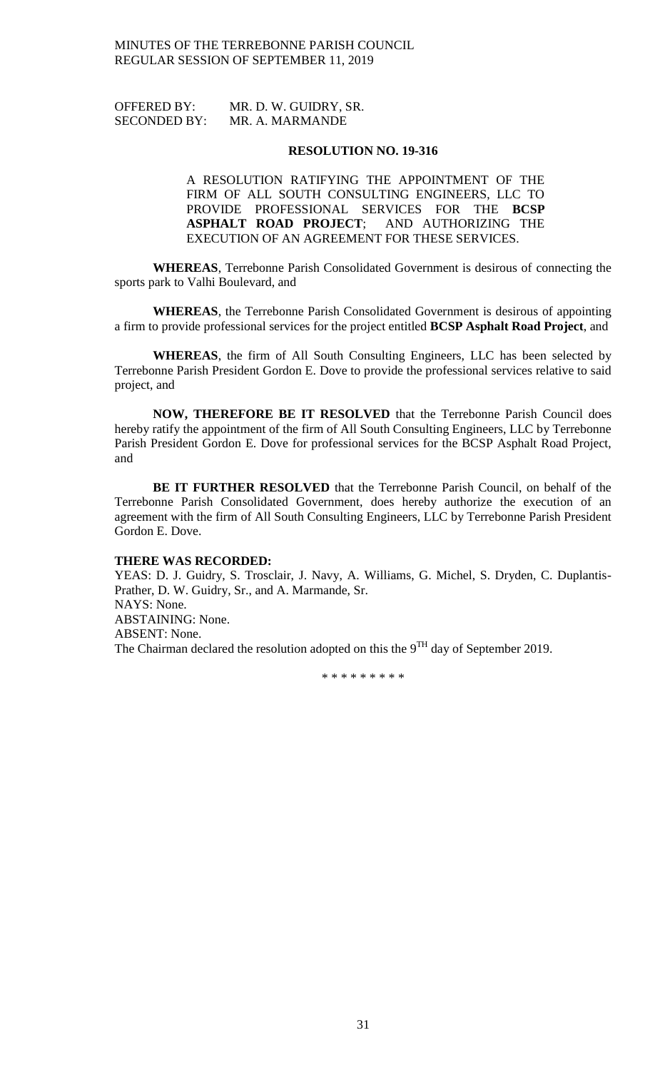OFFERED BY: MR. D. W. GUIDRY, SR.
SECONDED BY: MR. A. MARMANDE

**RESOLUTION NO. 19-316**

A RESOLUTION RATIFYING THE APPOINTMENT OF THE FIRM OF ALL SOUTH CONSULTING ENGINEERS, LLC TO PROVIDE PROFESSIONAL SERVICES FOR THE **BCSP ASPHALT ROAD PROJECT**; AND AUTHORIZING THE EXECUTION OF AN AGREEMENT FOR THESE SERVICES.

**WHEREAS**, Terrebonne Parish Consolidated Government is desirous of connecting the sports park to Valhi Boulevard, and

**WHEREAS**, the Terrebonne Parish Consolidated Government is desirous of appointing a firm to provide professional services for the project entitled **BCSP Asphalt Road Project**, and

**WHEREAS**, the firm of All South Consulting Engineers, LLC has been selected by Terrebonne Parish President Gordon E. Dove to provide the professional services relative to said project, and

**NOW, THEREFORE BE IT RESOLVED** that the Terrebonne Parish Council does hereby ratify the appointment of the firm of All South Consulting Engineers, LLC by Terrebonne Parish President Gordon E. Dove for professional services for the BCSP Asphalt Road Project, and

**BE IT FURTHER RESOLVED** that the Terrebonne Parish Council, on behalf of the Terrebonne Parish Consolidated Government, does hereby authorize the execution of an agreement with the firm of All South Consulting Engineers, LLC by Terrebonne Parish President Gordon E. Dove.

**THERE WAS RECORDED:**
YEAS: D. J. Guidry, S. Trosclair, J. Navy, A. Williams, G. Michel, S. Dryden, C. Duplantis-Prather, D. W. Guidry, Sr., and A. Marmande, Sr.
NAYS: None.
ABSTAINING: None.
ABSENT: None.
The Chairman declared the resolution adopted on this the 9TH day of September 2019.

\* \* \* \* \* \* \* \* \*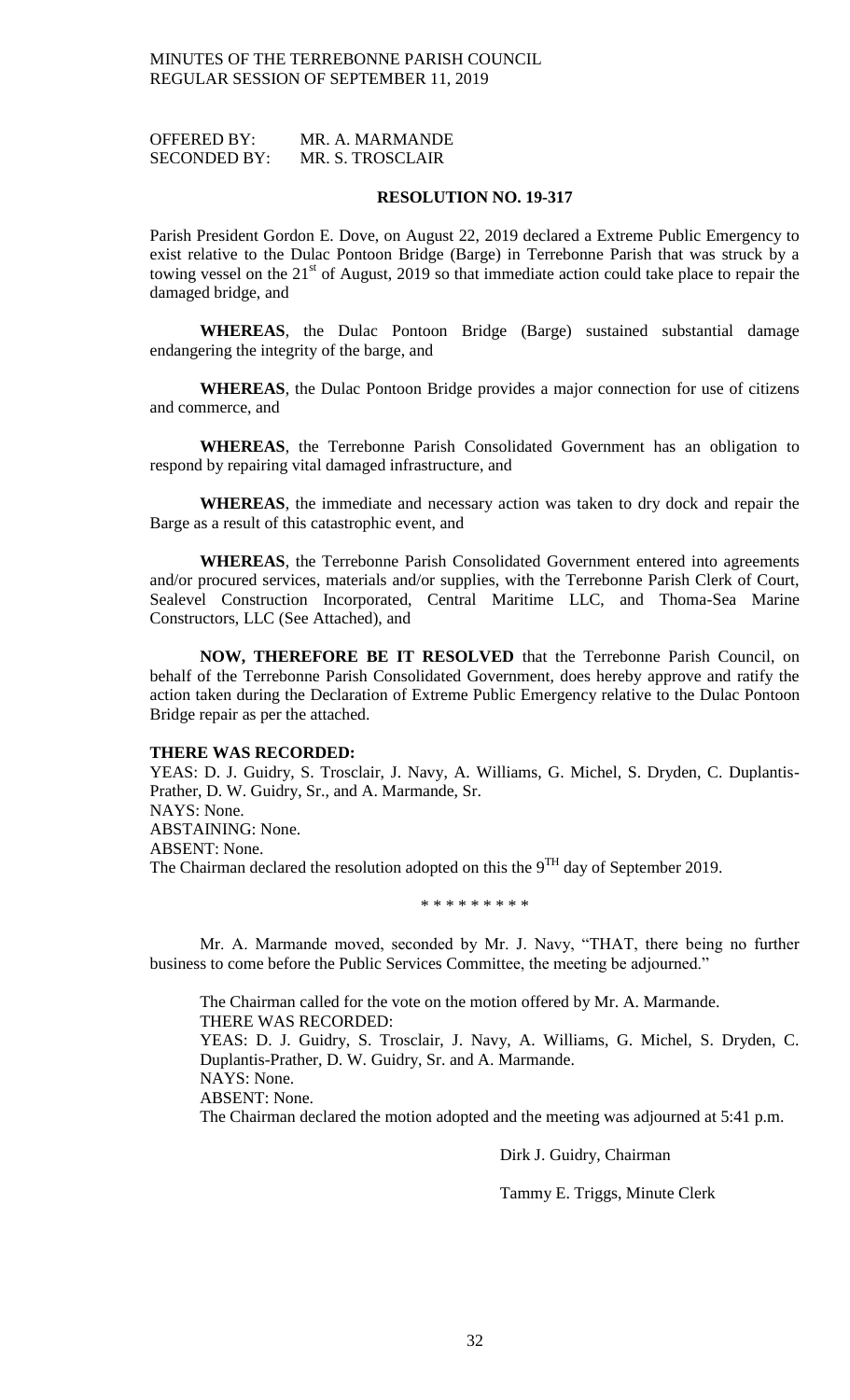OFFERED BY: MR. A. MARMANDE
SECONDED BY: MR. S. TROSCLAIR

**RESOLUTION NO. 19-317**

Parish President Gordon E. Dove, on August 22, 2019 declared a Extreme Public Emergency to exist relative to the Dulac Pontoon Bridge (Barge) in Terrebonne Parish that was struck by a towing vessel on the 21st of August, 2019 so that immediate action could take place to repair the damaged bridge, and

**WHEREAS**, the Dulac Pontoon Bridge (Barge) sustained substantial damage endangering the integrity of the barge, and

**WHEREAS**, the Dulac Pontoon Bridge provides a major connection for use of citizens and commerce, and

**WHEREAS**, the Terrebonne Parish Consolidated Government has an obligation to respond by repairing vital damaged infrastructure, and

**WHEREAS**, the immediate and necessary action was taken to dry dock and repair the Barge as a result of this catastrophic event, and

**WHEREAS**, the Terrebonne Parish Consolidated Government entered into agreements and/or procured services, materials and/or supplies, with the Terrebonne Parish Clerk of Court, Sealevel Construction Incorporated, Central Maritime LLC, and Thoma-Sea Marine Constructors, LLC (See Attached), and

**NOW, THEREFORE BE IT RESOLVED** that the Terrebonne Parish Council, on behalf of the Terrebonne Parish Consolidated Government, does hereby approve and ratify the action taken during the Declaration of Extreme Public Emergency relative to the Dulac Pontoon Bridge repair as per the attached.

**THERE WAS RECORDED:**
YEAS: D. J. Guidry, S. Trosclair, J. Navy, A. Williams, G. Michel, S. Dryden, C. Duplantis-Prather, D. W. Guidry, Sr., and A. Marmande, Sr.
NAYS: None.
ABSTAINING: None.
ABSENT: None.
The Chairman declared the resolution adopted on this the 9TH day of September 2019.

\* \* \* \* \* \* \* \* \*

Mr. A. Marmande moved, seconded by Mr. J. Navy, "THAT, there being no further business to come before the Public Services Committee, the meeting be adjourned."

The Chairman called for the vote on the motion offered by Mr. A. Marmande.
THERE WAS RECORDED:
YEAS: D. J. Guidry, S. Trosclair, J. Navy, A. Williams, G. Michel, S. Dryden, C. Duplantis-Prather, D. W. Guidry, Sr. and A. Marmande.
NAYS: None.
ABSENT: None.
The Chairman declared the motion adopted and the meeting was adjourned at 5:41 p.m.

Dirk J. Guidry, Chairman

Tammy E. Triggs, Minute Clerk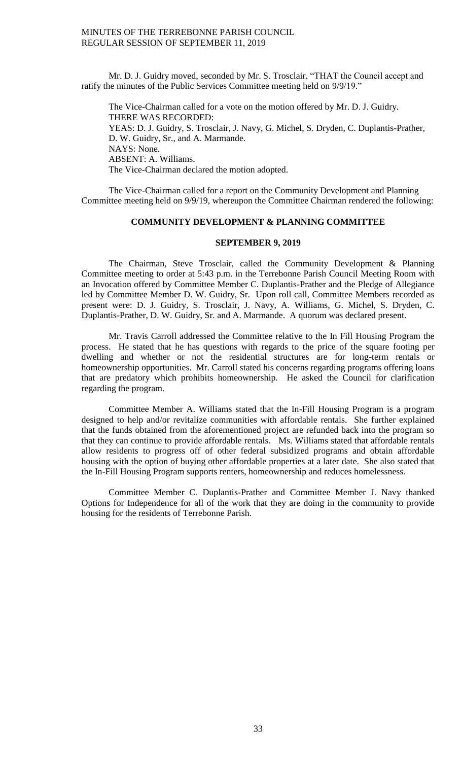Mr. D. J. Guidry moved, seconded by Mr. S. Trosclair, "THAT the Council accept and ratify the minutes of the Public Services Committee meeting held on 9/9/19."

The Vice-Chairman called for a vote on the motion offered by Mr. D. J. Guidry.
THERE WAS RECORDED:
YEAS: D. J. Guidry, S. Trosclair, J. Navy, G. Michel, S. Dryden, C. Duplantis-Prather, D. W. Guidry, Sr., and A. Marmande.
NAYS: None.
ABSENT: A. Williams.
The Vice-Chairman declared the motion adopted.

The Vice-Chairman called for a report on the Community Development and Planning Committee meeting held on 9/9/19, whereupon the Committee Chairman rendered the following:

**COMMUNITY DEVELOPMENT & PLANNING COMMITTEE**

**SEPTEMBER 9, 2019**

The Chairman, Steve Trosclair, called the Community Development & Planning Committee meeting to order at 5:43 p.m. in the Terrebonne Parish Council Meeting Room with an Invocation offered by Committee Member C. Duplantis-Prather and the Pledge of Allegiance led by Committee Member D. W. Guidry, Sr. Upon roll call, Committee Members recorded as present were: D. J. Guidry, S. Trosclair, J. Navy, A. Williams, G. Michel, S. Dryden, C. Duplantis-Prather, D. W. Guidry, Sr. and A. Marmande. A quorum was declared present.

Mr. Travis Carroll addressed the Committee relative to the In Fill Housing Program the process. He stated that he has questions with regards to the price of the square footing per dwelling and whether or not the residential structures are for long-term rentals or homeownership opportunities. Mr. Carroll stated his concerns regarding programs offering loans that are predatory which prohibits homeownership. He asked the Council for clarification regarding the program.

Committee Member A. Williams stated that the In-Fill Housing Program is a program designed to help and/or revitalize communities with affordable rentals. She further explained that the funds obtained from the aforementioned project are refunded back into the program so that they can continue to provide affordable rentals. Ms. Williams stated that affordable rentals allow residents to progress off of other federal subsidized programs and obtain affordable housing with the option of buying other affordable properties at a later date. She also stated that the In-Fill Housing Program supports renters, homeownership and reduces homelessness.

Committee Member C. Duplantis-Prather and Committee Member J. Navy thanked Options for Independence for all of the work that they are doing in the community to provide housing for the residents of Terrebonne Parish.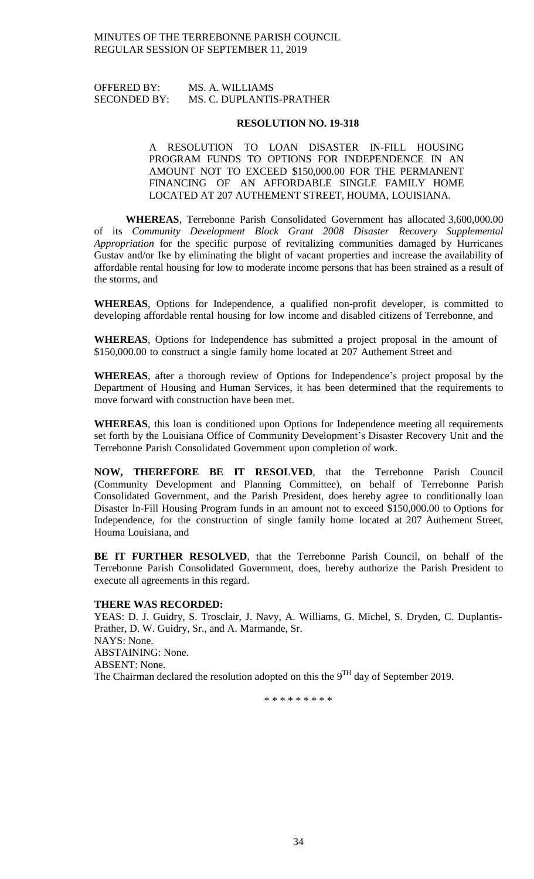OFFERED BY: MS. A. WILLIAMS
SECONDED BY: MS. C. DUPLANTIS-PRATHER

**RESOLUTION NO. 19-318**

A RESOLUTION TO LOAN DISASTER IN-FILL HOUSING PROGRAM FUNDS TO OPTIONS FOR INDEPENDENCE IN AN AMOUNT NOT TO EXCEED $150,000.00 FOR THE PERMANENT FINANCING OF AN AFFORDABLE SINGLE FAMILY HOME LOCATED AT 207 AUTHEMENT STREET, HOUMA, LOUISIANA.

**WHEREAS**, Terrebonne Parish Consolidated Government has allocated 3,600,000.00 of its *Community Development Block Grant 2008 Disaster Recovery Supplemental Appropriation* for the specific purpose of revitalizing communities damaged by Hurricanes Gustav and/or Ike by eliminating the blight of vacant properties and increase the availability of affordable rental housing for low to moderate income persons that has been strained as a result of the storms, and

**WHEREAS**, Options for Independence, a qualified non-profit developer, is committed to developing affordable rental housing for low income and disabled citizens of Terrebonne, and

**WHEREAS**, Options for Independence has submitted a project proposal in the amount of $150,000.00 to construct a single family home located at 207 Authement Street and

**WHEREAS**, after a thorough review of Options for Independence's project proposal by the Department of Housing and Human Services, it has been determined that the requirements to move forward with construction have been met.

**WHEREAS**, this loan is conditioned upon Options for Independence meeting all requirements set forth by the Louisiana Office of Community Development's Disaster Recovery Unit and the Terrebonne Parish Consolidated Government upon completion of work.

**NOW, THEREFORE BE IT RESOLVED**, that the Terrebonne Parish Council (Community Development and Planning Committee), on behalf of Terrebonne Parish Consolidated Government, and the Parish President, does hereby agree to conditionally loan Disaster In-Fill Housing Program funds in an amount not to exceed $150,000.00 to Options for Independence, for the construction of single family home located at 207 Authement Street, Houma Louisiana, and

**BE IT FURTHER RESOLVED**, that the Terrebonne Parish Council, on behalf of the Terrebonne Parish Consolidated Government, does, hereby authorize the Parish President to execute all agreements in this regard.

**THERE WAS RECORDED:**

YEAS: D. J. Guidry, S. Trosclair, J. Navy, A. Williams, G. Michel, S. Dryden, C. Duplantis-Prather, D. W. Guidry, Sr., and A. Marmande, Sr.
NAYS: None.
ABSTAINING: None.
ABSENT: None.
The Chairman declared the resolution adopted on this the 9TH day of September 2019.

\* \* \* \* \* \* \* \* \*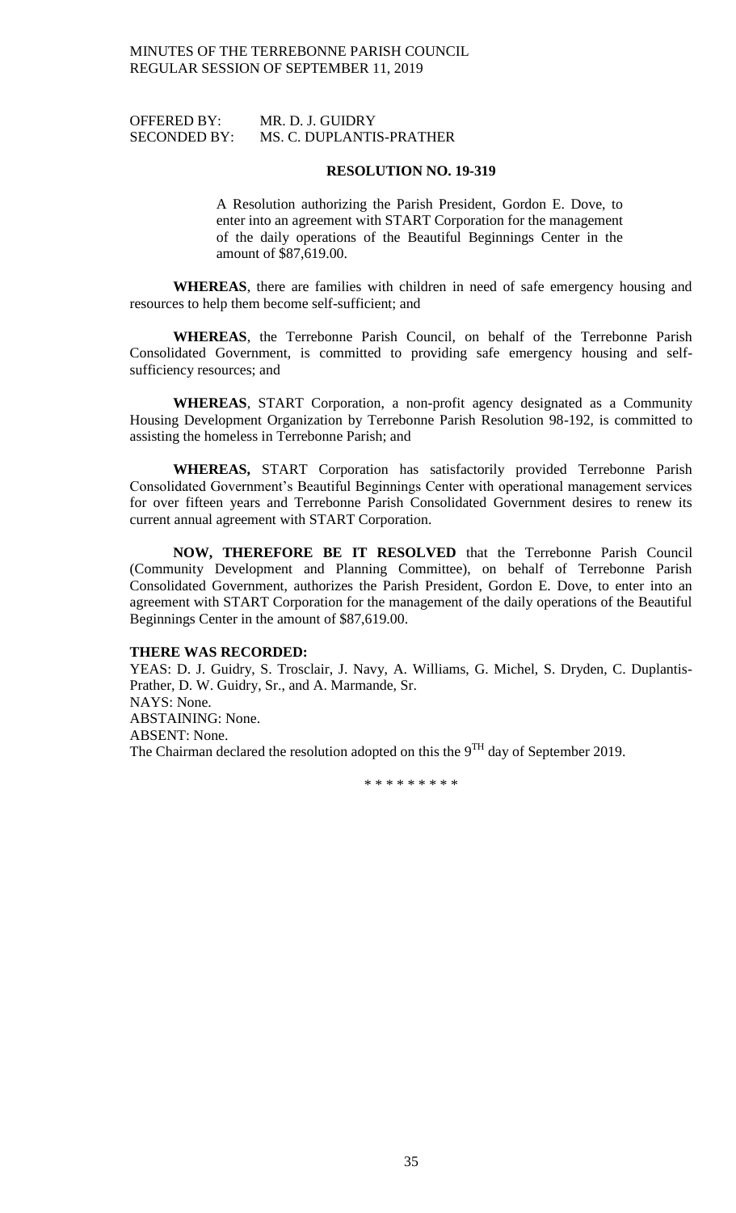OFFERED BY: MR. D. J. GUIDRY
SECONDED BY: MS. C. DUPLANTIS-PRATHER

**RESOLUTION NO. 19-319**

A Resolution authorizing the Parish President, Gordon E. Dove, to enter into an agreement with START Corporation for the management of the daily operations of the Beautiful Beginnings Center in the amount of $87,619.00.

**WHEREAS**, there are families with children in need of safe emergency housing and resources to help them become self-sufficient; and

**WHEREAS**, the Terrebonne Parish Council, on behalf of the Terrebonne Parish Consolidated Government, is committed to providing safe emergency housing and self-sufficiency resources; and

**WHEREAS**, START Corporation, a non-profit agency designated as a Community Housing Development Organization by Terrebonne Parish Resolution 98-192, is committed to assisting the homeless in Terrebonne Parish; and

**WHEREAS,** START Corporation has satisfactorily provided Terrebonne Parish Consolidated Government's Beautiful Beginnings Center with operational management services for over fifteen years and Terrebonne Parish Consolidated Government desires to renew its current annual agreement with START Corporation.

**NOW, THEREFORE BE IT RESOLVED** that the Terrebonne Parish Council (Community Development and Planning Committee), on behalf of Terrebonne Parish Consolidated Government, authorizes the Parish President, Gordon E. Dove, to enter into an agreement with START Corporation for the management of the daily operations of the Beautiful Beginnings Center in the amount of $87,619.00.

**THERE WAS RECORDED:**

YEAS: D. J. Guidry, S. Trosclair, J. Navy, A. Williams, G. Michel, S. Dryden, C. Duplantis-Prather, D. W. Guidry, Sr., and A. Marmande, Sr.

NAYS: None.

ABSTAINING: None.

ABSENT: None.

The Chairman declared the resolution adopted on this the 9TH day of September 2019.

\* \* \* \* \* \* \* \* \*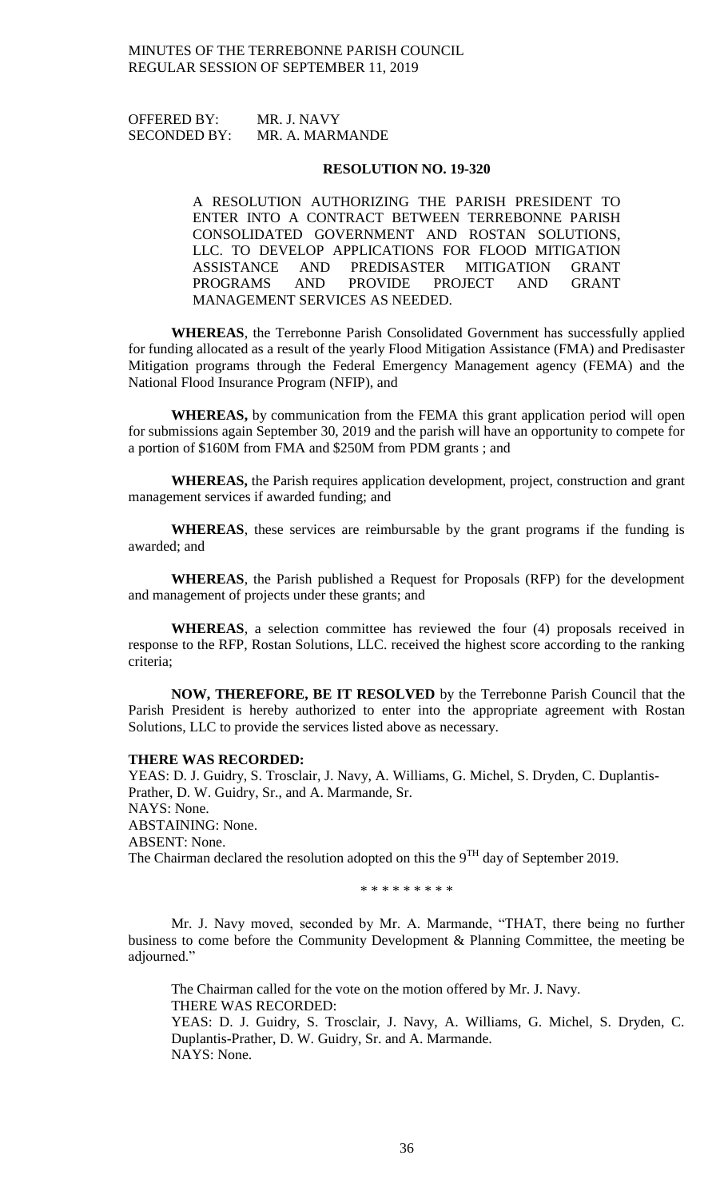OFFERED BY: MR. J. NAVY
SECONDED BY: MR. A. MARMANDE

**RESOLUTION NO. 19-320**

A RESOLUTION AUTHORIZING THE PARISH PRESIDENT TO ENTER INTO A CONTRACT BETWEEN TERREBONNE PARISH CONSOLIDATED GOVERNMENT AND ROSTAN SOLUTIONS, LLC. TO DEVELOP APPLICATIONS FOR FLOOD MITIGATION ASSISTANCE AND PREDISASTER MITIGATION GRANT PROGRAMS AND PROVIDE PROJECT AND GRANT MANAGEMENT SERVICES AS NEEDED.

**WHEREAS**, the Terrebonne Parish Consolidated Government has successfully applied for funding allocated as a result of the yearly Flood Mitigation Assistance (FMA) and Predisaster Mitigation programs through the Federal Emergency Management agency (FEMA) and the National Flood Insurance Program (NFIP), and

**WHEREAS,** by communication from the FEMA this grant application period will open for submissions again September 30, 2019 and the parish will have an opportunity to compete for a portion of $160M from FMA and $250M from PDM grants ; and

**WHEREAS,** the Parish requires application development, project, construction and grant management services if awarded funding; and

**WHEREAS**, these services are reimbursable by the grant programs if the funding is awarded; and

**WHEREAS**, the Parish published a Request for Proposals (RFP) for the development and management of projects under these grants; and

**WHEREAS**, a selection committee has reviewed the four (4) proposals received in response to the RFP, Rostan Solutions, LLC. received the highest score according to the ranking criteria;

**NOW, THEREFORE, BE IT RESOLVED** by the Terrebonne Parish Council that the Parish President is hereby authorized to enter into the appropriate agreement with Rostan Solutions, LLC to provide the services listed above as necessary.

**THERE WAS RECORDED:**
YEAS: D. J. Guidry, S. Trosclair, J. Navy, A. Williams, G. Michel, S. Dryden, C. Duplantis-Prather, D. W. Guidry, Sr., and A. Marmande, Sr.
NAYS: None.
ABSTAINING: None.
ABSENT: None.
The Chairman declared the resolution adopted on this the 9TH day of September 2019.

\* \* \* \* \* \* \* \* \*

Mr. J. Navy moved, seconded by Mr. A. Marmande, "THAT, there being no further business to come before the Community Development & Planning Committee, the meeting be adjourned."

The Chairman called for the vote on the motion offered by Mr. J. Navy.
THERE WAS RECORDED:
YEAS: D. J. Guidry, S. Trosclair, J. Navy, A. Williams, G. Michel, S. Dryden, C. Duplantis-Prather, D. W. Guidry, Sr. and A. Marmande.
NAYS: None.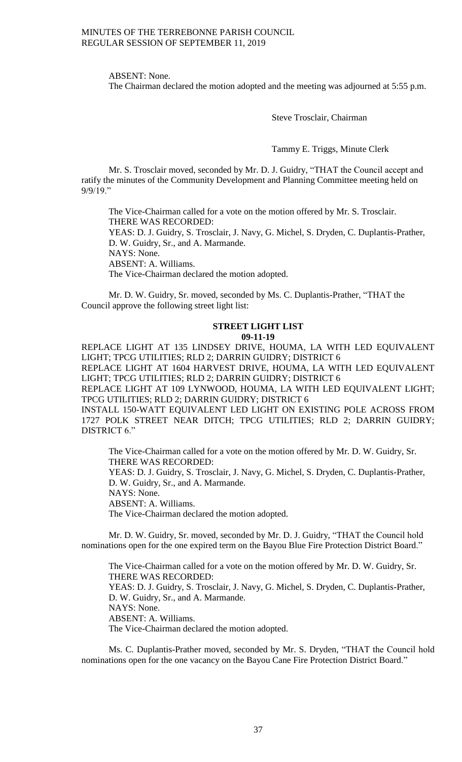ABSENT: None.

The Chairman declared the motion adopted and the meeting was adjourned at 5:55 p.m.

Steve Trosclair, Chairman

Tammy E. Triggs, Minute Clerk

Mr. S. Trosclair moved, seconded by Mr. D. J. Guidry, "THAT the Council accept and ratify the minutes of the Community Development and Planning Committee meeting held on 9/9/19."

The Vice-Chairman called for a vote on the motion offered by Mr. S. Trosclair.
THERE WAS RECORDED:
YEAS: D. J. Guidry, S. Trosclair, J. Navy, G. Michel, S. Dryden, C. Duplantis-Prather, D. W. Guidry, Sr., and A. Marmande.
NAYS: None.
ABSENT: A. Williams.
The Vice-Chairman declared the motion adopted.

Mr. D. W. Guidry, Sr. moved, seconded by Ms. C. Duplantis-Prather, "THAT the Council approve the following street light list:

**STREET LIGHT LIST**
**09-11-19**

REPLACE LIGHT AT 135 LINDSEY DRIVE, HOUMA, LA WITH LED EQUIVALENT LIGHT; TPCG UTILITIES; RLD 2; DARRIN GUIDRY; DISTRICT 6

REPLACE LIGHT AT 1604 HARVEST DRIVE, HOUMA, LA WITH LED EQUIVALENT LIGHT; TPCG UTILITIES; RLD 2; DARRIN GUIDRY; DISTRICT 6

REPLACE LIGHT AT 109 LYNWOOD, HOUMA, LA WITH LED EQUIVALENT LIGHT; TPCG UTILITIES; RLD 2; DARRIN GUIDRY; DISTRICT 6

INSTALL 150-WATT EQUIVALENT LED LIGHT ON EXISTING POLE ACROSS FROM 1727 POLK STREET NEAR DITCH; TPCG UTILITIES; RLD 2; DARRIN GUIDRY; DISTRICT 6."

The Vice-Chairman called for a vote on the motion offered by Mr. D. W. Guidry, Sr.
THERE WAS RECORDED:
YEAS: D. J. Guidry, S. Trosclair, J. Navy, G. Michel, S. Dryden, C. Duplantis-Prather, D. W. Guidry, Sr., and A. Marmande.
NAYS: None.
ABSENT: A. Williams.
The Vice-Chairman declared the motion adopted.

Mr. D. W. Guidry, Sr. moved, seconded by Mr. D. J. Guidry, "THAT the Council hold nominations open for the one expired term on the Bayou Blue Fire Protection District Board."

The Vice-Chairman called for a vote on the motion offered by Mr. D. W. Guidry, Sr.
THERE WAS RECORDED:
YEAS: D. J. Guidry, S. Trosclair, J. Navy, G. Michel, S. Dryden, C. Duplantis-Prather, D. W. Guidry, Sr., and A. Marmande.
NAYS: None.
ABSENT: A. Williams.
The Vice-Chairman declared the motion adopted.

Ms. C. Duplantis-Prather moved, seconded by Mr. S. Dryden, "THAT the Council hold nominations open for the one vacancy on the Bayou Cane Fire Protection District Board."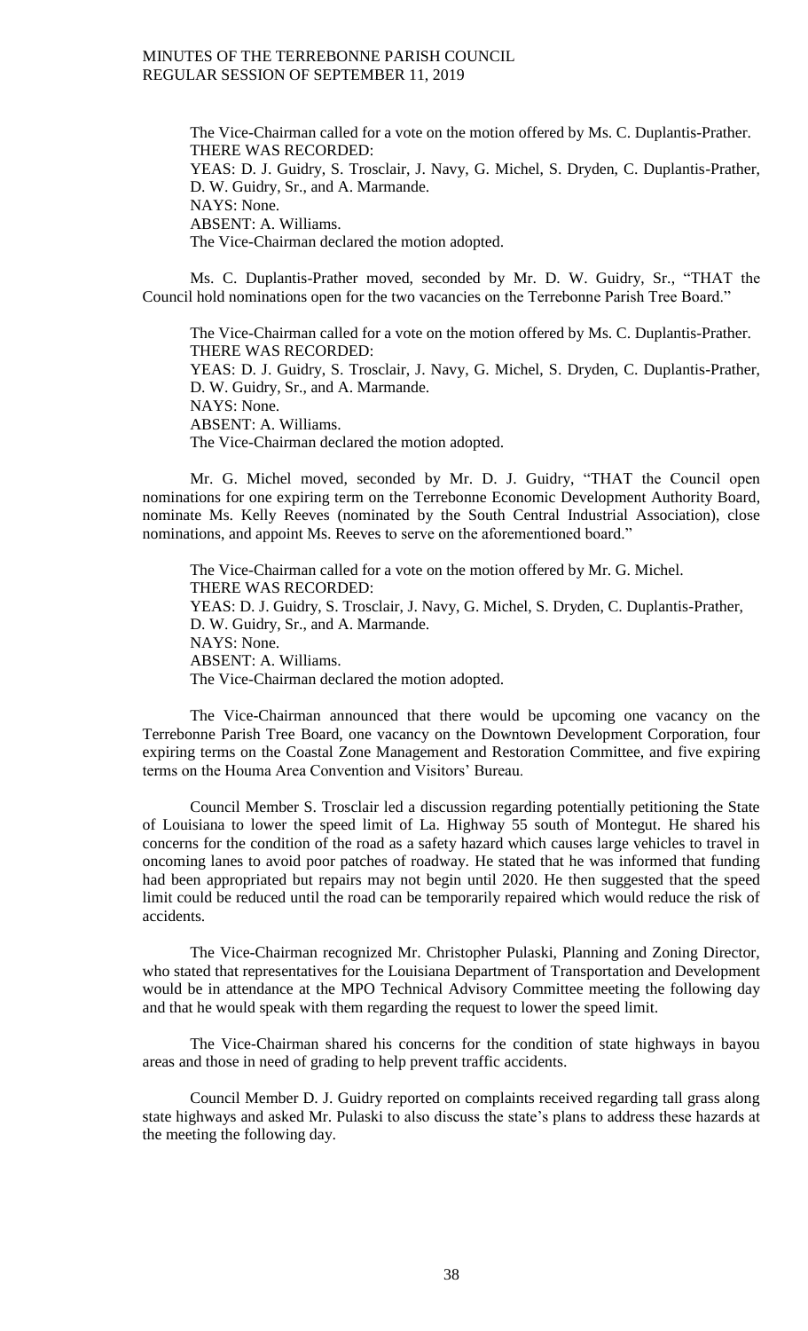The Vice-Chairman called for a vote on the motion offered by Ms. C. Duplantis-Prather.
THERE WAS RECORDED:
YEAS: D. J. Guidry, S. Trosclair, J. Navy, G. Michel, S. Dryden, C. Duplantis-Prather, D. W. Guidry, Sr., and A. Marmande.
NAYS: None.
ABSENT: A. Williams.
The Vice-Chairman declared the motion adopted.

Ms. C. Duplantis-Prather moved, seconded by Mr. D. W. Guidry, Sr., "THAT the Council hold nominations open for the two vacancies on the Terrebonne Parish Tree Board."

The Vice-Chairman called for a vote on the motion offered by Ms. C. Duplantis-Prather.
THERE WAS RECORDED:
YEAS: D. J. Guidry, S. Trosclair, J. Navy, G. Michel, S. Dryden, C. Duplantis-Prather, D. W. Guidry, Sr., and A. Marmande.
NAYS: None.
ABSENT: A. Williams.
The Vice-Chairman declared the motion adopted.

Mr. G. Michel moved, seconded by Mr. D. J. Guidry, "THAT the Council open nominations for one expiring term on the Terrebonne Economic Development Authority Board, nominate Ms. Kelly Reeves (nominated by the South Central Industrial Association), close nominations, and appoint Ms. Reeves to serve on the aforementioned board."

The Vice-Chairman called for a vote on the motion offered by Mr. G. Michel.
THERE WAS RECORDED:
YEAS: D. J. Guidry, S. Trosclair, J. Navy, G. Michel, S. Dryden, C. Duplantis-Prather, D. W. Guidry, Sr., and A. Marmande.
NAYS: None.
ABSENT: A. Williams.
The Vice-Chairman declared the motion adopted.

The Vice-Chairman announced that there would be upcoming one vacancy on the Terrebonne Parish Tree Board, one vacancy on the Downtown Development Corporation, four expiring terms on the Coastal Zone Management and Restoration Committee, and five expiring terms on the Houma Area Convention and Visitors' Bureau.

Council Member S. Trosclair led a discussion regarding potentially petitioning the State of Louisiana to lower the speed limit of La. Highway 55 south of Montegut. He shared his concerns for the condition of the road as a safety hazard which causes large vehicles to travel in oncoming lanes to avoid poor patches of roadway. He stated that he was informed that funding had been appropriated but repairs may not begin until 2020. He then suggested that the speed limit could be reduced until the road can be temporarily repaired which would reduce the risk of accidents.

The Vice-Chairman recognized Mr. Christopher Pulaski, Planning and Zoning Director, who stated that representatives for the Louisiana Department of Transportation and Development would be in attendance at the MPO Technical Advisory Committee meeting the following day and that he would speak with them regarding the request to lower the speed limit.

The Vice-Chairman shared his concerns for the condition of state highways in bayou areas and those in need of grading to help prevent traffic accidents.

Council Member D. J. Guidry reported on complaints received regarding tall grass along state highways and asked Mr. Pulaski to also discuss the state's plans to address these hazards at the meeting the following day.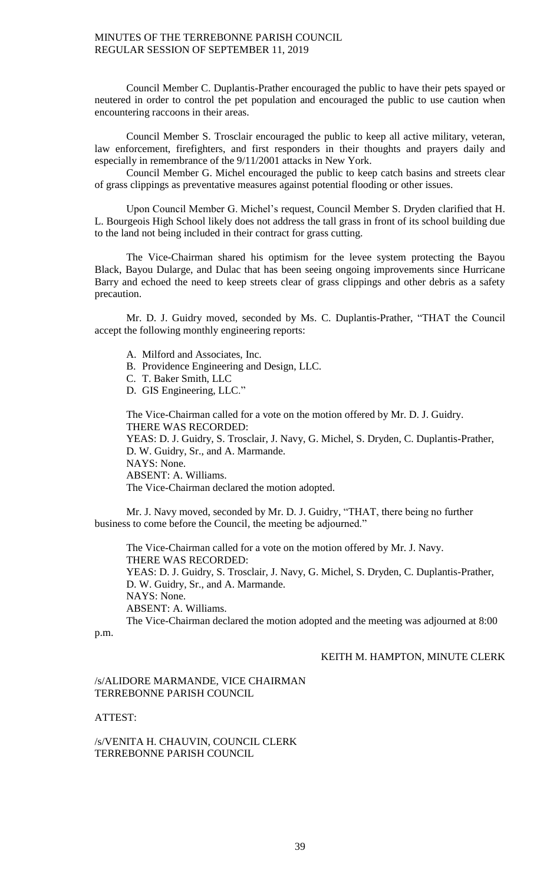Council Member C. Duplantis-Prather encouraged the public to have their pets spayed or neutered in order to control the pet population and encouraged the public to use caution when encountering raccoons in their areas.

Council Member S. Trosclair encouraged the public to keep all active military, veteran, law enforcement, firefighters, and first responders in their thoughts and prayers daily and especially in remembrance of the 9/11/2001 attacks in New York.

Council Member G. Michel encouraged the public to keep catch basins and streets clear of grass clippings as preventative measures against potential flooding or other issues.

Upon Council Member G. Michel's request, Council Member S. Dryden clarified that H. L. Bourgeois High School likely does not address the tall grass in front of its school building due to the land not being included in their contract for grass cutting.

The Vice-Chairman shared his optimism for the levee system protecting the Bayou Black, Bayou Dularge, and Dulac that has been seeing ongoing improvements since Hurricane Barry and echoed the need to keep streets clear of grass clippings and other debris as a safety precaution.

Mr. D. J. Guidry moved, seconded by Ms. C. Duplantis-Prather, "THAT the Council accept the following monthly engineering reports:

A. Milford and Associates, Inc.
B. Providence Engineering and Design, LLC.
C. T. Baker Smith, LLC
D. GIS Engineering, LLC."

The Vice-Chairman called for a vote on the motion offered by Mr. D. J. Guidry.
THERE WAS RECORDED:
YEAS: D. J. Guidry, S. Trosclair, J. Navy, G. Michel, S. Dryden, C. Duplantis-Prather, D. W. Guidry, Sr., and A. Marmande.
NAYS: None.
ABSENT: A. Williams.
The Vice-Chairman declared the motion adopted.

Mr. J. Navy moved, seconded by Mr. D. J. Guidry, "THAT, there being no further business to come before the Council, the meeting be adjourned."

The Vice-Chairman called for a vote on the motion offered by Mr. J. Navy.
THERE WAS RECORDED:
YEAS: D. J. Guidry, S. Trosclair, J. Navy, G. Michel, S. Dryden, C. Duplantis-Prather, D. W. Guidry, Sr., and A. Marmande.
NAYS: None.
ABSENT: A. Williams.
The Vice-Chairman declared the motion adopted and the meeting was adjourned at 8:00 p.m.

KEITH M. HAMPTON, MINUTE CLERK

/s/ALIDORE MARMANDE, VICE CHAIRMAN
TERREBONNE PARISH COUNCIL

ATTEST:

/s/VENITA H. CHAUVIN, COUNCIL CLERK
TERREBONNE PARISH COUNCIL